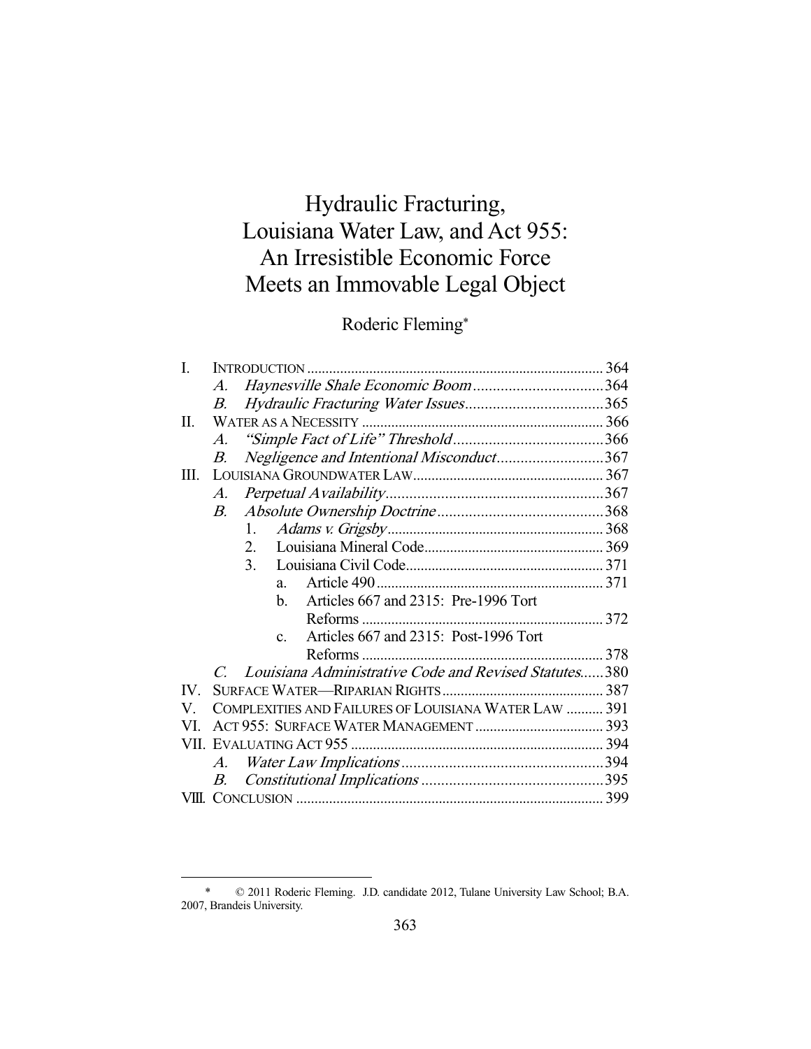# Hydraulic Fracturing, Louisiana Water Law, and Act 955: An Irresistible Economic Force Meets an Immovable Legal Object

Roderic Fleming*

- I. INTRODUCTION ... 364
  - A. *Haynesville Shale Economic Boom* ... 364
  - B. *Hydraulic Fracturing Water Issues* ... 365
- II. WATER AS A NECESSITY ... 366
  - A. *"Simple Fact of Life" Threshold* ... 366
  - B. *Negligence and Intentional Misconduct* ... 367
- III. LOUISIANA GROUNDWATER LAW ... 367
  - A. *Perpetual Availability* ... 367
  - B. *Absolute Ownership Doctrine* ... 368
    1. *Adams v. Grigsby* ... 368
    2. Louisiana Mineral Code ... 369
    3. Louisiana Civil Code ... 371
       - a. Article 490 ... 371
       - b. Articles 667 and 2315: Pre-1996 Tort Reforms ... 372
       - c. Articles 667 and 2315: Post-1996 Tort Reforms ... 378
  - C. *Louisiana Administrative Code and Revised Statutes* ... 380
- IV. SURFACE WATER—RIPARIAN RIGHTS ... 387
- V. COMPLEXITIES AND FAILURES OF LOUISIANA WATER LAW ... 391
- VI. ACT 955: SURFACE WATER MANAGEMENT ... 393
- VII. EVALUATING ACT 955 ... 394
  - A. *Water Law Implications* ... 394
  - B. *Constitutional Implications* ... 395
- VIII. CONCLUSION ... 399

---

* © 2011 Roderic Fleming. J.D. candidate 2012, Tulane University Law School; B.A. 2007, Brandeis University.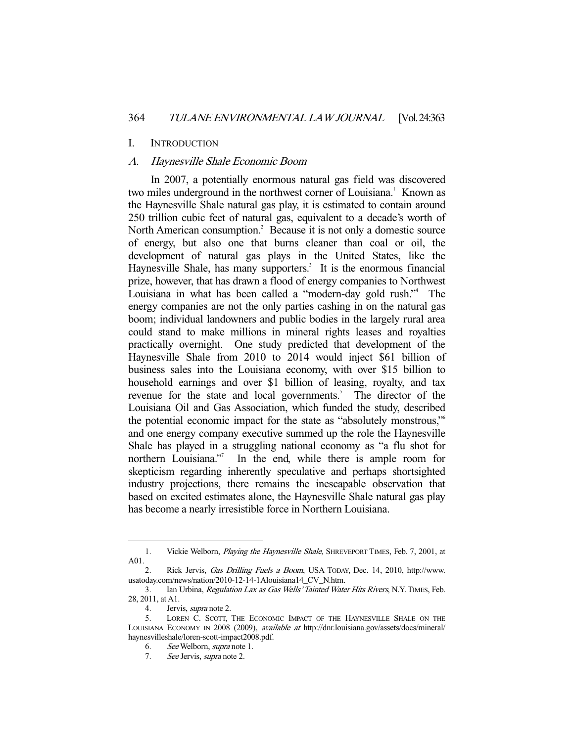# I. INTRODUCTION

## A. *Haynesville Shale Economic Boom*

In 2007, a potentially enormous natural gas field was discovered two miles underground in the northwest corner of Louisiana.[1] Known as the Haynesville Shale natural gas play, it is estimated to contain around 250 trillion cubic feet of natural gas, equivalent to a decade's worth of North American consumption.[2] Because it is not only a domestic source of energy, but also one that burns cleaner than coal or oil, the development of natural gas plays in the United States, like the Haynesville Shale, has many supporters.[3] It is the enormous financial prize, however, that has drawn a flood of energy companies to Northwest Louisiana in what has been called a "modern-day gold rush."[4] The energy companies are not the only parties cashing in on the natural gas boom; individual landowners and public bodies in the largely rural area could stand to make millions in mineral rights leases and royalties practically overnight. One study predicted that development of the Haynesville Shale from 2010 to 2014 would inject $61 billion of business sales into the Louisiana economy, with over $15 billion to household earnings and over $1 billion of leasing, royalty, and tax revenue for the state and local governments.[5] The director of the Louisiana Oil and Gas Association, which funded the study, described the potential economic impact for the state as "absolutely monstrous,"[6] and one energy company executive summed up the role the Haynesville Shale has played in a struggling national economy as "a flu shot for northern Louisiana."[7] In the end, while there is ample room for skepticism regarding inherently speculative and perhaps shortsighted industry projections, there remains the inescapable observation that based on excited estimates alone, the Haynesville Shale natural gas play has become a nearly irresistible force in Northern Louisiana.

---

1. Vickie Welborn, *Playing the Haynesville Shale*, SHREVEPORT TIMES, Feb. 7, 2001, at A01.
2. Rick Jervis, *Gas Drilling Fuels a Boom*, USA TODAY, Dec. 14, 2010, http://www.usatoday.com/news/nation/2010-12-14-1Alouisiana14_CV_N.htm.
3. Ian Urbina, *Regulation Lax as Gas Wells' Tainted Water Hits Rivers*, N.Y. TIMES, Feb. 28, 2011, at A1.
4. Jervis, *supra* note 2.
5. LOREN C. SCOTT, THE ECONOMIC IMPACT OF THE HAYNESVILLE SHALE ON THE LOUISIANA ECONOMY IN 2008 (2009), *available at* http://dnr.louisiana.gov/assets/docs/mineral/haynesvilleshale/loren-scott-impact2008.pdf.
6. *See* Welborn, *supra* note 1.
7. *See* Jervis, *supra* note 2.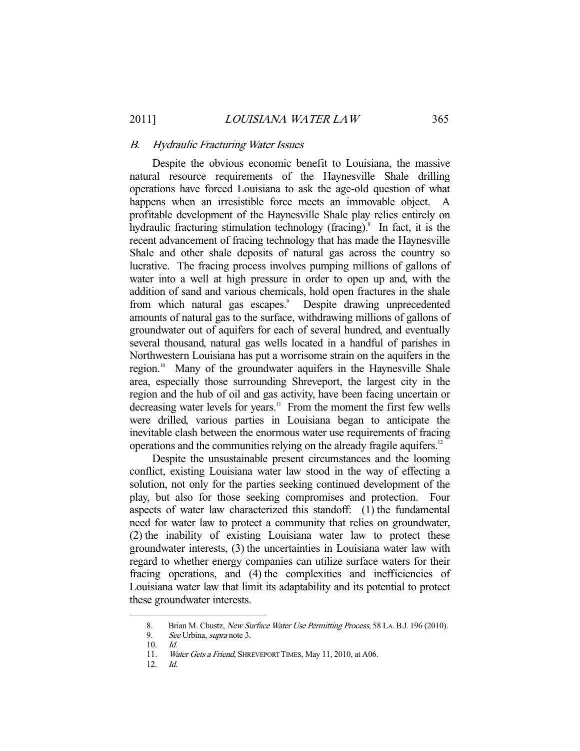### *B. Hydraulic Fracturing Water Issues*

Despite the obvious economic benefit to Louisiana, the massive natural resource requirements of the Haynesville Shale drilling operations have forced Louisiana to ask the age-old question of what happens when an irresistible force meets an immovable object. A profitable development of the Haynesville Shale play relies entirely on hydraulic fracturing stimulation technology (fracing).[8] In fact, it is the recent advancement of fracing technology that has made the Haynesville Shale and other shale deposits of natural gas across the country so lucrative. The fracing process involves pumping millions of gallons of water into a well at high pressure in order to open up and, with the addition of sand and various chemicals, hold open fractures in the shale from which natural gas escapes.[9] Despite drawing unprecedented amounts of natural gas to the surface, withdrawing millions of gallons of groundwater out of aquifers for each of several hundred, and eventually several thousand, natural gas wells located in a handful of parishes in Northwestern Louisiana has put a worrisome strain on the aquifers in the region.[10] Many of the groundwater aquifers in the Haynesville Shale area, especially those surrounding Shreveport, the largest city in the region and the hub of oil and gas activity, have been facing uncertain or decreasing water levels for years.[11] From the moment the first few wells were drilled, various parties in Louisiana began to anticipate the inevitable clash between the enormous water use requirements of fracing operations and the communities relying on the already fragile aquifers.[12]

Despite the unsustainable present circumstances and the looming conflict, existing Louisiana water law stood in the way of effecting a solution, not only for the parties seeking continued development of the play, but also for those seeking compromises and protection. Four aspects of water law characterized this standoff: (1) the fundamental need for water law to protect a community that relies on groundwater, (2) the inability of existing Louisiana water law to protect these groundwater interests, (3) the uncertainties in Louisiana water law with regard to whether energy companies can utilize surface waters for their fracing operations, and (4) the complexities and inefficiencies of Louisiana water law that limit its adaptability and its potential to protect these groundwater interests.

---

8. Brian M. Chustz, *New Surface Water Use Permitting Process*, 58 LA. B.J. 196 (2010).
9. *See* Urbina, *supra* note 3.
10. *Id.*
11. *Water Gets a Friend*, SHREVEPORT TIMES, May 11, 2010, at A06.
12. *Id.*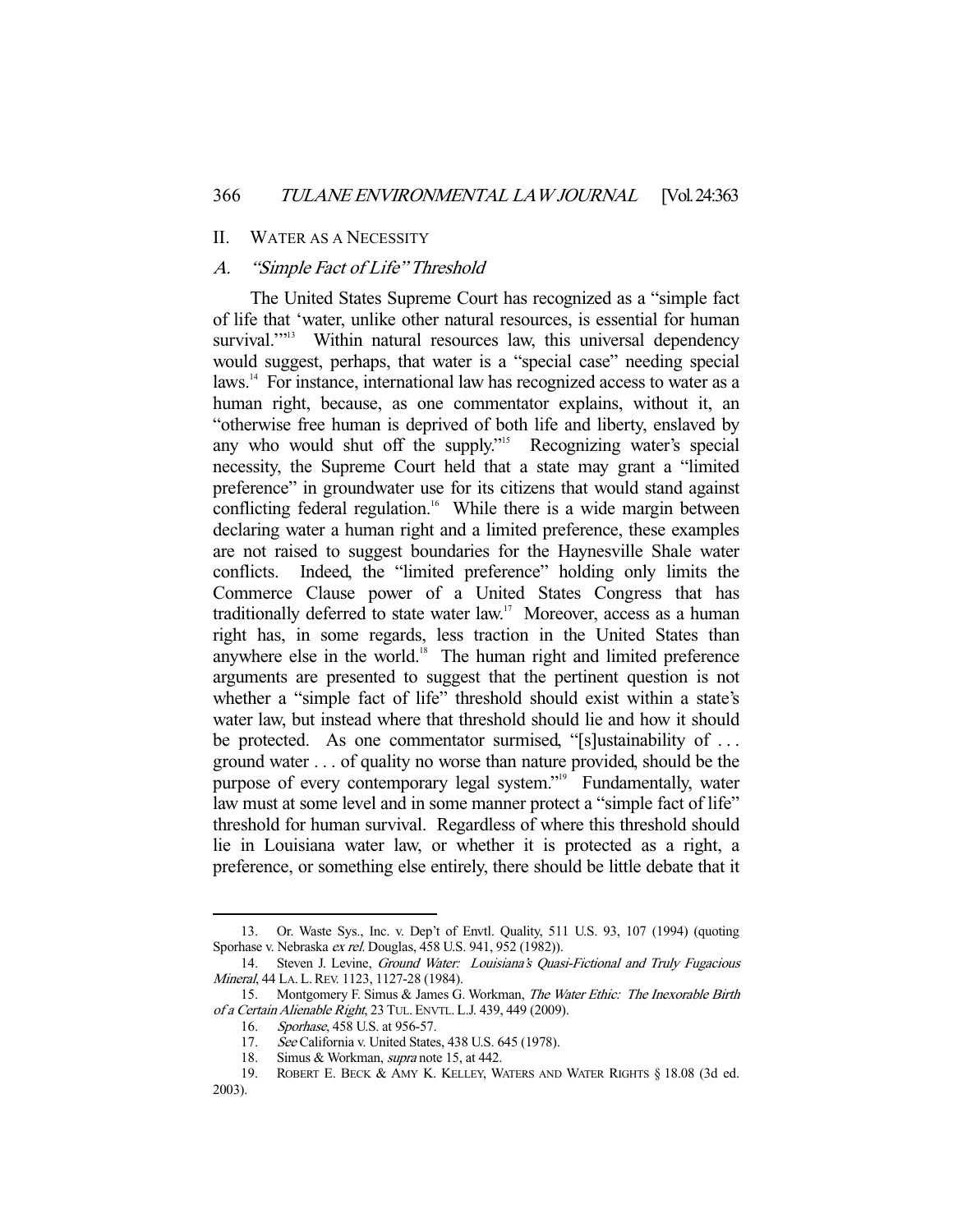## II. WATER AS A NECESSITY

### A. *"Simple Fact of Life" Threshold*

The United States Supreme Court has recognized as a "simple fact of life that 'water, unlike other natural resources, is essential for human survival.'"[13] Within natural resources law, this universal dependency would suggest, perhaps, that water is a "special case" needing special laws.[14] For instance, international law has recognized access to water as a human right, because, as one commentator explains, without it, an "otherwise free human is deprived of both life and liberty, enslaved by any who would shut off the supply."[15] Recognizing water's special necessity, the Supreme Court held that a state may grant a "limited preference" in groundwater use for its citizens that would stand against conflicting federal regulation.[16] While there is a wide margin between declaring water a human right and a limited preference, these examples are not raised to suggest boundaries for the Haynesville Shale water conflicts. Indeed, the "limited preference" holding only limits the Commerce Clause power of a United States Congress that has traditionally deferred to state water law.[17] Moreover, access as a human right has, in some regards, less traction in the United States than anywhere else in the world.[18] The human right and limited preference arguments are presented to suggest that the pertinent question is not whether a "simple fact of life" threshold should exist within a state's water law, but instead where that threshold should lie and how it should be protected. As one commentator surmised, "[s]ustainability of . . . ground water . . . of quality no worse than nature provided, should be the purpose of every contemporary legal system."[19] Fundamentally, water law must at some level and in some manner protect a "simple fact of life" threshold for human survival. Regardless of where this threshold should lie in Louisiana water law, or whether it is protected as a right, a preference, or something else entirely, there should be little debate that it

---

13. Or. Waste Sys., Inc. v. Dep't of Envtl. Quality, 511 U.S. 93, 107 (1994) (quoting Sporhase v. Nebraska *ex rel.* Douglas, 458 U.S. 941, 952 (1982)).

14. Steven J. Levine, *Ground Water: Louisiana's Quasi-Fictional and Truly Fugacious Mineral*, 44 LA. L. REV. 1123, 1127-28 (1984).

15. Montgomery F. Simus & James G. Workman, *The Water Ethic: The Inexorable Birth of a Certain Alienable Right*, 23 TUL. ENVTL. L.J. 439, 449 (2009).

16. *Sporhase*, 458 U.S. at 956-57.

17. *See* California v. United States, 438 U.S. 645 (1978).

18. Simus & Workman, *supra* note 15, at 442.

19. ROBERT E. BECK & AMY K. KELLEY, WATERS AND WATER RIGHTS § 18.08 (3d ed. 2003).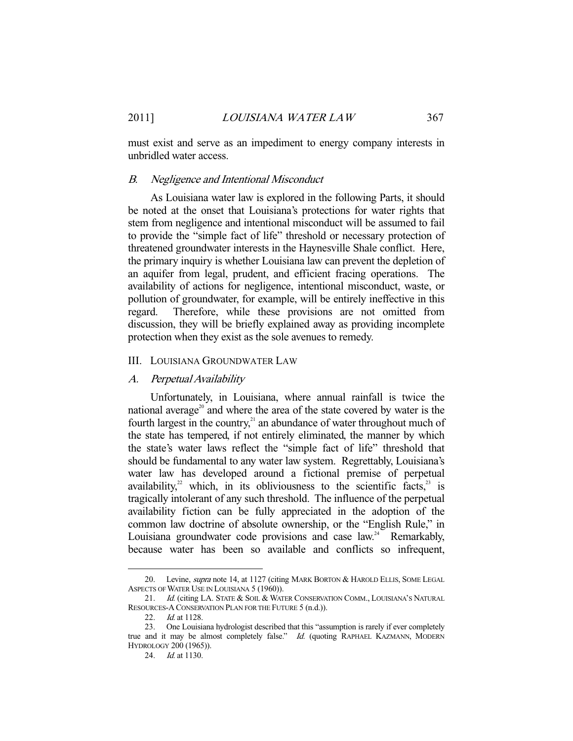must exist and serve as an impediment to energy company interests in unbridled water access.

### *B. Negligence and Intentional Misconduct*

As Louisiana water law is explored in the following Parts, it should be noted at the onset that Louisiana's protections for water rights that stem from negligence and intentional misconduct will be assumed to fail to provide the "simple fact of life" threshold or necessary protection of threatened groundwater interests in the Haynesville Shale conflict. Here, the primary inquiry is whether Louisiana law can prevent the depletion of an aquifer from legal, prudent, and efficient fracing operations. The availability of actions for negligence, intentional misconduct, waste, or pollution of groundwater, for example, will be entirely ineffective in this regard. Therefore, while these provisions are not omitted from discussion, they will be briefly explained away as providing incomplete protection when they exist as the sole avenues to remedy.

## III. LOUISIANA GROUNDWATER LAW

### *A. Perpetual Availability*

Unfortunately, in Louisiana, where annual rainfall is twice the national average[20] and where the area of the state covered by water is the fourth largest in the country,[21] an abundance of water throughout much of the state has tempered, if not entirely eliminated, the manner by which the state's water laws reflect the "simple fact of life" threshold that should be fundamental to any water law system. Regrettably, Louisiana's water law has developed around a fictional premise of perpetual availability,[22] which, in its obliviousness to the scientific facts,[23] is tragically intolerant of any such threshold. The influence of the perpetual availability fiction can be fully appreciated in the adoption of the common law doctrine of absolute ownership, or the "English Rule," in Louisiana groundwater code provisions and case law.[24] Remarkably, because water has been so available and conflicts so infrequent,

---

20. Levine, *supra* note 14, at 1127 (citing MARK BORTON & HAROLD ELLIS, SOME LEGAL ASPECTS OF WATER USE IN LOUISIANA 5 (1960)).

21. *Id.* (citing LA. STATE & SOIL & WATER CONSERVATION COMM., LOUISIANA'S NATURAL RESOURCES-A CONSERVATION PLAN FOR THE FUTURE 5 (n.d.)).

22. *Id.* at 1128.

23. One Louisiana hydrologist described that this "assumption is rarely if ever completely true and it may be almost completely false." *Id.* (quoting RAPHAEL KAZMANN, MODERN HYDROLOGY 200 (1965)).

24. *Id.* at 1130.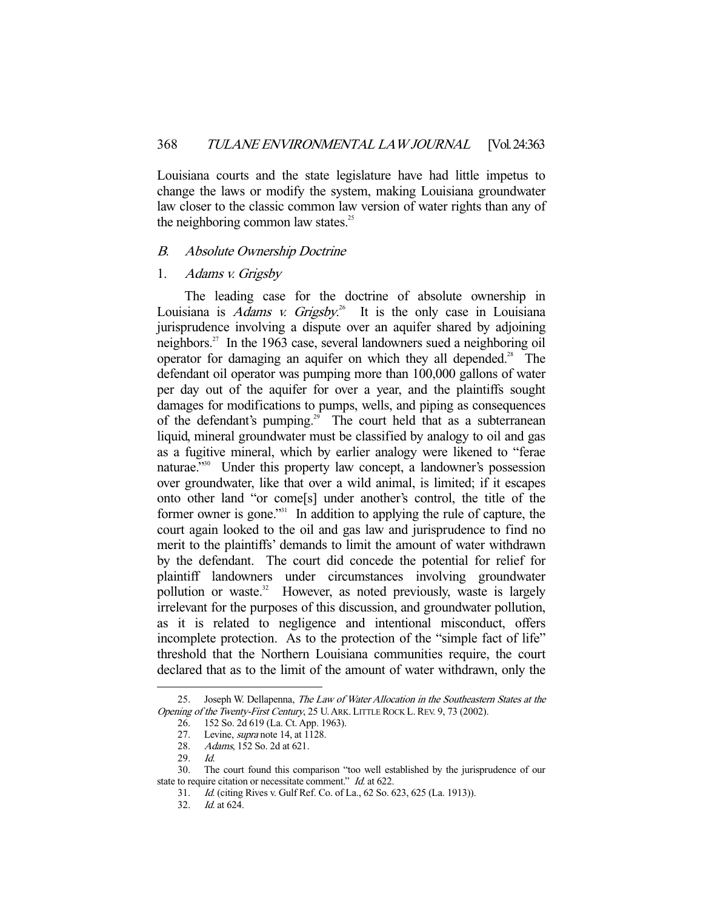Louisiana courts and the state legislature have had little impetus to change the laws or modify the system, making Louisiana groundwater law closer to the classic common law version of water rights than any of the neighboring common law states.[25]

### *B. Absolute Ownership Doctrine*

#### 1. *Adams v. Grigsby*

The leading case for the doctrine of absolute ownership in Louisiana is *Adams v. Grigsby*.[26] It is the only case in Louisiana jurisprudence involving a dispute over an aquifer shared by adjoining neighbors.[27] In the 1963 case, several landowners sued a neighboring oil operator for damaging an aquifer on which they all depended.[28] The defendant oil operator was pumping more than 100,000 gallons of water per day out of the aquifer for over a year, and the plaintiffs sought damages for modifications to pumps, wells, and piping as consequences of the defendant's pumping.[29] The court held that as a subterranean liquid, mineral groundwater must be classified by analogy to oil and gas as a fugitive mineral, which by earlier analogy were likened to "ferae naturae."[30] Under this property law concept, a landowner's possession over groundwater, like that over a wild animal, is limited; if it escapes onto other land "or come[s] under another's control, the title of the former owner is gone."[31] In addition to applying the rule of capture, the court again looked to the oil and gas law and jurisprudence to find no merit to the plaintiffs' demands to limit the amount of water withdrawn by the defendant. The court did concede the potential for relief for plaintiff landowners under circumstances involving groundwater pollution or waste.[32] However, as noted previously, waste is largely irrelevant for the purposes of this discussion, and groundwater pollution, as it is related to negligence and intentional misconduct, offers incomplete protection. As to the protection of the "simple fact of life" threshold that the Northern Louisiana communities require, the court declared that as to the limit of the amount of water withdrawn, only the

---

25. Joseph W. Dellapenna, *The Law of Water Allocation in the Southeastern States at the Opening of the Twenty-First Century*, 25 U. ARK. LITTLE ROCK L. REV. 9, 73 (2002).

26. 152 So. 2d 619 (La. Ct. App. 1963).

27. Levine, *supra* note 14, at 1128.

28. *Adams*, 152 So. 2d at 621.

29. *Id.*

30. The court found this comparison "too well established by the jurisprudence of our state to require citation or necessitate comment." *Id.* at 622.

31. *Id.* (citing Rives v. Gulf Ref. Co. of La., 62 So. 623, 625 (La. 1913)).

32. *Id.* at 624.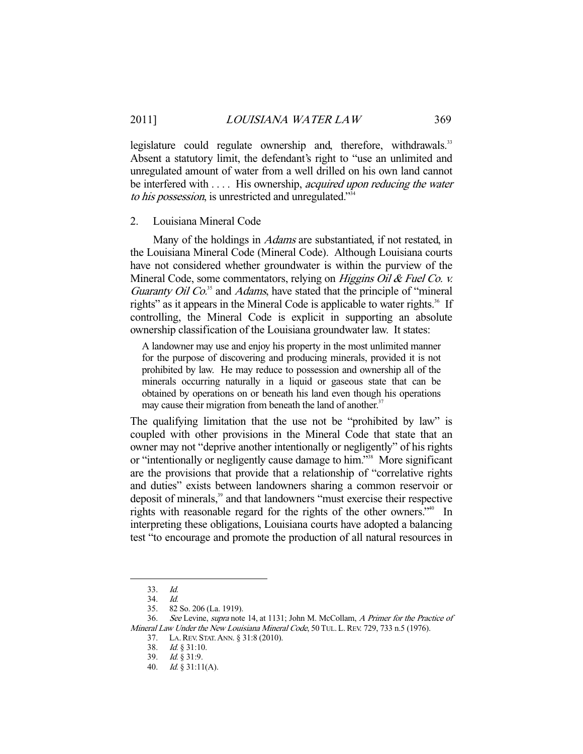legislature could regulate ownership and, therefore, withdrawals.[33] Absent a statutory limit, the defendant's right to "use an unlimited and unregulated amount of water from a well drilled on his own land cannot be interfered with . . . . His ownership, *acquired upon reducing the water to his possession*, is unrestricted and unregulated."[34]

### 2. Louisiana Mineral Code

Many of the holdings in *Adams* are substantiated, if not restated, in the Louisiana Mineral Code (Mineral Code). Although Louisiana courts have not considered whether groundwater is within the purview of the Mineral Code, some commentators, relying on *Higgins Oil & Fuel Co. v. Guaranty Oil Co.*[35] and *Adams*, have stated that the principle of "mineral rights" as it appears in the Mineral Code is applicable to water rights.[36] If controlling, the Mineral Code is explicit in supporting an absolute ownership classification of the Louisiana groundwater law. It states:

> A landowner may use and enjoy his property in the most unlimited manner for the purpose of discovering and producing minerals, provided it is not prohibited by law. He may reduce to possession and ownership all of the minerals occurring naturally in a liquid or gaseous state that can be obtained by operations on or beneath his land even though his operations may cause their migration from beneath the land of another.[37]

The qualifying limitation that the use not be "prohibited by law" is coupled with other provisions in the Mineral Code that state that an owner may not "deprive another intentionally or negligently" of his rights or "intentionally or negligently cause damage to him."[38] More significant are the provisions that provide that a relationship of "correlative rights and duties" exists between landowners sharing a common reservoir or deposit of minerals,[39] and that landowners "must exercise their respective rights with reasonable regard for the rights of the other owners."[40] In interpreting these obligations, Louisiana courts have adopted a balancing test "to encourage and promote the production of all natural resources in

---

33. *Id.*

34. *Id.*

35. 82 So. 206 (La. 1919).

36. *See* Levine, *supra* note 14, at 1131; John M. McCollam, *A Primer for the Practice of Mineral Law Under the New Louisiana Mineral Code*, 50 TUL. L. REV. 729, 733 n.5 (1976).

37. LA. REV. STAT. ANN. § 31:8 (2010).

38. *Id.* § 31:10.

39. *Id.* § 31:9.

40. *Id.* § 31:11(A).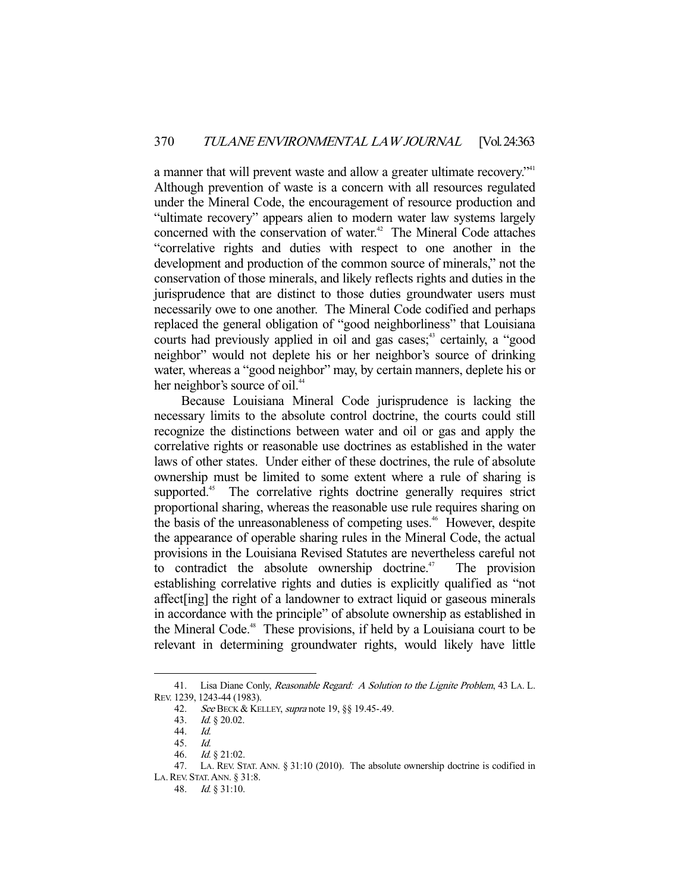a manner that will prevent waste and allow a greater ultimate recovery."[41] Although prevention of waste is a concern with all resources regulated under the Mineral Code, the encouragement of resource production and "ultimate recovery" appears alien to modern water law systems largely concerned with the conservation of water.[42] The Mineral Code attaches "correlative rights and duties with respect to one another in the development and production of the common source of minerals," not the conservation of those minerals, and likely reflects rights and duties in the jurisprudence that are distinct to those duties groundwater users must necessarily owe to one another. The Mineral Code codified and perhaps replaced the general obligation of "good neighborliness" that Louisiana courts had previously applied in oil and gas cases;[43] certainly, a "good neighbor" would not deplete his or her neighbor's source of drinking water, whereas a "good neighbor" may, by certain manners, deplete his or her neighbor's source of oil.[44]

Because Louisiana Mineral Code jurisprudence is lacking the necessary limits to the absolute control doctrine, the courts could still recognize the distinctions between water and oil or gas and apply the correlative rights or reasonable use doctrines as established in the water laws of other states. Under either of these doctrines, the rule of absolute ownership must be limited to some extent where a rule of sharing is supported.[45] The correlative rights doctrine generally requires strict proportional sharing, whereas the reasonable use rule requires sharing on the basis of the unreasonableness of competing uses.[46] However, despite the appearance of operable sharing rules in the Mineral Code, the actual provisions in the Louisiana Revised Statutes are nevertheless careful not to contradict the absolute ownership doctrine.[47] The provision establishing correlative rights and duties is explicitly qualified as "not affect[ing] the right of a landowner to extract liquid or gaseous minerals in accordance with the principle" of absolute ownership as established in the Mineral Code.[48] These provisions, if held by a Louisiana court to be relevant in determining groundwater rights, would likely have little

---

41. Lisa Diane Conly, *Reasonable Regard: A Solution to the Lignite Problem*, 43 LA. L. REV. 1239, 1243-44 (1983).

42. *See* BECK & KELLEY, *supra* note 19, §§ 19.45-.49.

43. *Id.* § 20.02.

44. *Id.*

45. *Id.*

46. *Id.* § 21:02.

47. LA. REV. STAT. ANN. § 31:10 (2010). The absolute ownership doctrine is codified in LA. REV. STAT. ANN. § 31:8.

48. *Id.* § 31:10.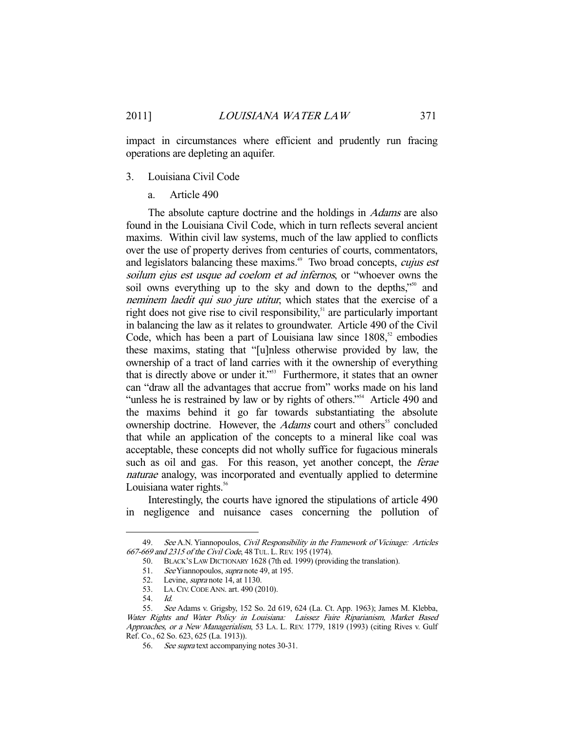impact in circumstances where efficient and prudently run fracing operations are depleting an aquifer.

### 3. Louisiana Civil Code

#### a. Article 490

The absolute capture doctrine and the holdings in *Adams* are also found in the Louisiana Civil Code, which in turn reflects several ancient maxims. Within civil law systems, much of the law applied to conflicts over the use of property derives from centuries of courts, commentators, and legislators balancing these maxims.[49] Two broad concepts, *cujus est soilum ejus est usque ad coelom et ad infernos*, or "whoever owns the soil owns everything up to the sky and down to the depths,"[50] and *neminem laedit qui suo jure utitur*, which states that the exercise of a right does not give rise to civil responsibility,[51] are particularly important in balancing the law as it relates to groundwater. Article 490 of the Civil Code, which has been a part of Louisiana law since 1808,[52] embodies these maxims, stating that "[u]nless otherwise provided by law, the ownership of a tract of land carries with it the ownership of everything that is directly above or under it."[53] Furthermore, it states that an owner can "draw all the advantages that accrue from" works made on his land "unless he is restrained by law or by rights of others."[54] Article 490 and the maxims behind it go far towards substantiating the absolute ownership doctrine. However, the *Adams* court and others[55] concluded that while an application of the concepts to a mineral like coal was acceptable, these concepts did not wholly suffice for fugacious minerals such as oil and gas. For this reason, yet another concept, the *ferae naturae* analogy, was incorporated and eventually applied to determine Louisiana water rights.[56]

Interestingly, the courts have ignored the stipulations of article 490 in negligence and nuisance cases concerning the pollution of

---

49. *See* A.N. Yiannopoulos, *Civil Responsibility in the Framework of Vicinage: Articles 667-669 and 2315 of the Civil Code*, 48 TUL. L. REV. 195 (1974).

50. BLACK'S LAW DICTIONARY 1628 (7th ed. 1999) (providing the translation).

51. *See* Yiannopoulos, *supra* note 49, at 195.

52. Levine, *supra* note 14, at 1130.

53. LA. CIV. CODE ANN. art. 490 (2010).

54. *Id.*

55. *See* Adams v. Grigsby, 152 So. 2d 619, 624 (La. Ct. App. 1963); James M. Klebba, *Water Rights and Water Policy in Louisiana: Laissez Faire Riparianism, Market Based Approaches, or a New Managerialism*, 53 LA. L. REV. 1779, 1819 (1993) (citing Rives v. Gulf Ref. Co., 62 So. 623, 625 (La. 1913)).

56. *See supra* text accompanying notes 30-31.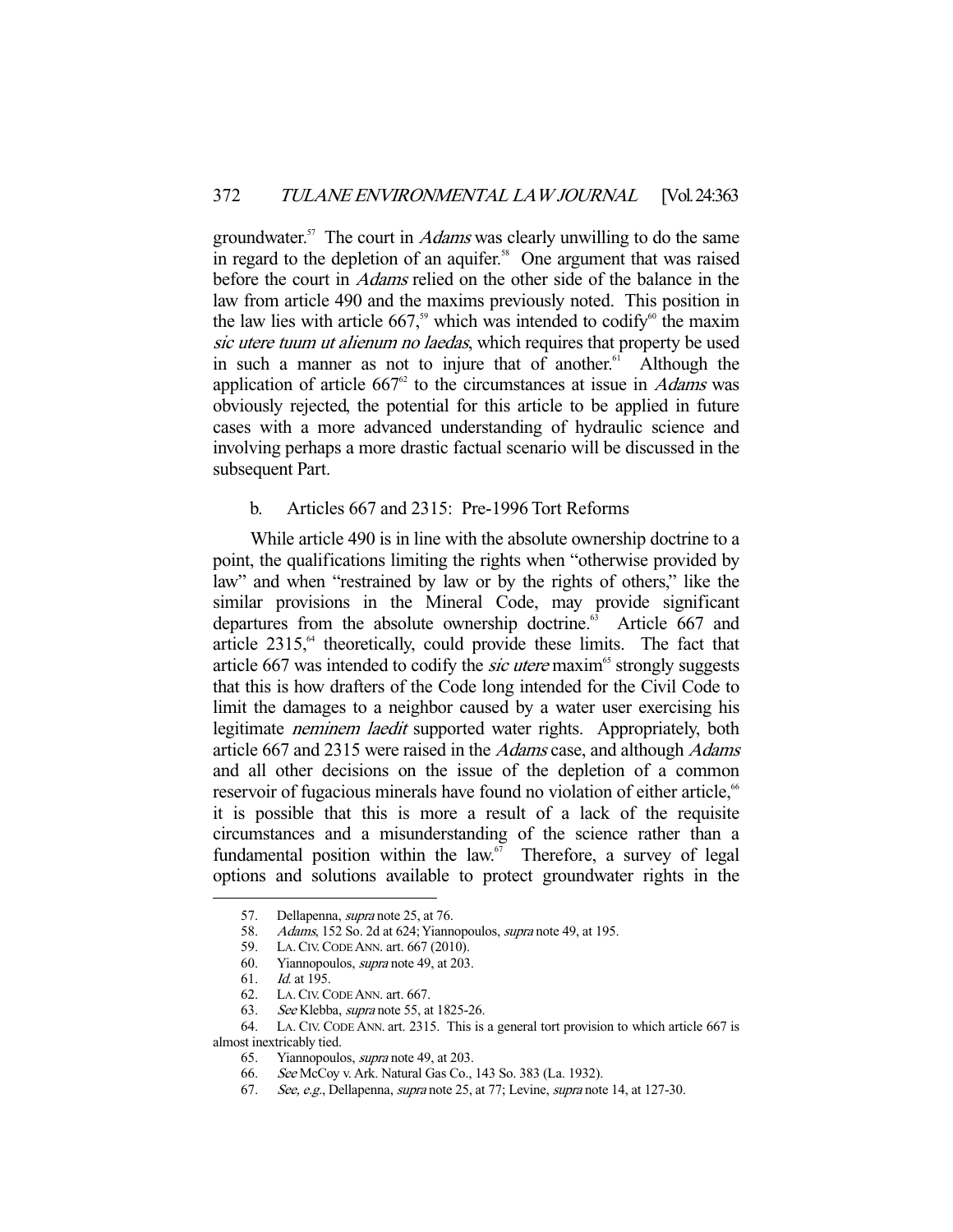groundwater.[57] The court in *Adams* was clearly unwilling to do the same in regard to the depletion of an aquifer.[58] One argument that was raised before the court in *Adams* relied on the other side of the balance in the law from article 490 and the maxims previously noted. This position in the law lies with article 667,[59] which was intended to codify[60] the maxim *sic utere tuum ut alienum no laedas*, which requires that property be used in such a manner as not to injure that of another.[61] Although the application of article 667[62] to the circumstances at issue in *Adams* was obviously rejected, the potential for this article to be applied in future cases with a more advanced understanding of hydraulic science and involving perhaps a more drastic factual scenario will be discussed in the subsequent Part.

### b. Articles 667 and 2315: Pre-1996 Tort Reforms

While article 490 is in line with the absolute ownership doctrine to a point, the qualifications limiting the rights when "otherwise provided by law" and when "restrained by law or by the rights of others," like the similar provisions in the Mineral Code, may provide significant departures from the absolute ownership doctrine.[63] Article 667 and article 2315,[64] theoretically, could provide these limits. The fact that article 667 was intended to codify the *sic utere* maxim[65] strongly suggests that this is how drafters of the Code long intended for the Civil Code to limit the damages to a neighbor caused by a water user exercising his legitimate *neminem laedit* supported water rights. Appropriately, both article 667 and 2315 were raised in the *Adams* case, and although *Adams* and all other decisions on the issue of the depletion of a common reservoir of fugacious minerals have found no violation of either article,[66] it is possible that this is more a result of a lack of the requisite circumstances and a misunderstanding of the science rather than a fundamental position within the law.[67] Therefore, a survey of legal options and solutions available to protect groundwater rights in the

---

57. Dellapenna, *supra* note 25, at 76.

58. *Adams*, 152 So. 2d at 624; Yiannopoulos, *supra* note 49, at 195.

59. LA. CIV. CODE ANN. art. 667 (2010).

60. Yiannopoulos, *supra* note 49, at 203.

61. *Id.* at 195.

62. LA. CIV. CODE ANN. art. 667.

63. *See* Klebba, *supra* note 55, at 1825-26.

64. LA. CIV. CODE ANN. art. 2315. This is a general tort provision to which article 667 is almost inextricably tied.

65. Yiannopoulos, *supra* note 49, at 203.

66. *See* McCoy v. Ark. Natural Gas Co., 143 So. 383 (La. 1932).

67. *See, e.g.*, Dellapenna, *supra* note 25, at 77; Levine, *supra* note 14, at 127-30.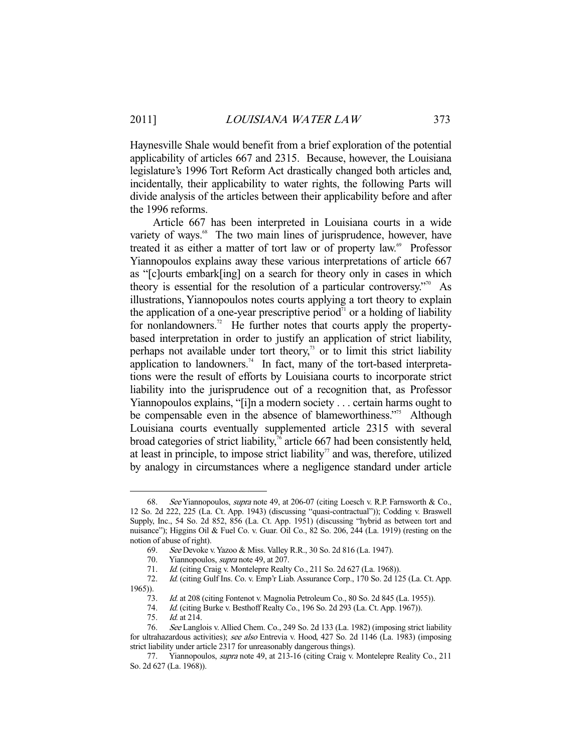Haynesville Shale would benefit from a brief exploration of the potential applicability of articles 667 and 2315. Because, however, the Louisiana legislature's 1996 Tort Reform Act drastically changed both articles and, incidentally, their applicability to water rights, the following Parts will divide analysis of the articles between their applicability before and after the 1996 reforms.

Article 667 has been interpreted in Louisiana courts in a wide variety of ways.[68] The two main lines of jurisprudence, however, have treated it as either a matter of tort law or of property law.[69] Professor Yiannopoulos explains away these various interpretations of article 667 as "[c]ourts embark[ing] on a search for theory only in cases in which theory is essential for the resolution of a particular controversy."[70] As illustrations, Yiannopoulos notes courts applying a tort theory to explain the application of a one-year prescriptive period[71] or a holding of liability for nonlandowners.[72] He further notes that courts apply the property-based interpretation in order to justify an application of strict liability, perhaps not available under tort theory,[73] or to limit this strict liability application to landowners.[74] In fact, many of the tort-based interpretations were the result of efforts by Louisiana courts to incorporate strict liability into the jurisprudence out of a recognition that, as Professor Yiannopoulos explains, "[i]n a modern society . . . certain harms ought to be compensable even in the absence of blameworthiness."[75] Although Louisiana courts eventually supplemented article 2315 with several broad categories of strict liability,[76] article 667 had been consistently held, at least in principle, to impose strict liability[77] and was, therefore, utilized by analogy in circumstances where a negligence standard under article

---

68. *See* Yiannopoulos, *supra* note 49, at 206-07 (citing Loesch v. R.P. Farnsworth & Co., 12 So. 2d 222, 225 (La. Ct. App. 1943) (discussing "quasi-contractual")); Codding v. Braswell Supply, Inc., 54 So. 2d 852, 856 (La. Ct. App. 1951) (discussing "hybrid as between tort and nuisance"); Higgins Oil & Fuel Co. v. Guar. Oil Co., 82 So. 206, 244 (La. 1919) (resting on the notion of abuse of right).

69. *See* Devoke v. Yazoo & Miss. Valley R.R., 30 So. 2d 816 (La. 1947).

70. Yiannopoulos, *supra* note 49, at 207.

71. *Id.* (citing Craig v. Montelepre Realty Co., 211 So. 2d 627 (La. 1968)).

72. *Id.* (citing Gulf Ins. Co. v. Emp'r Liab. Assurance Corp., 170 So. 2d 125 (La. Ct. App. 1965)).

73. *Id.* at 208 (citing Fontenot v. Magnolia Petroleum Co., 80 So. 2d 845 (La. 1955)).

74. *Id.* (citing Burke v. Besthoff Realty Co., 196 So. 2d 293 (La. Ct. App. 1967)).

75. *Id.* at 214.

76. *See* Langlois v. Allied Chem. Co., 249 So. 2d 133 (La. 1982) (imposing strict liability for ultrahazardous activities); *see also* Entrevia v. Hood, 427 So. 2d 1146 (La. 1983) (imposing strict liability under article 2317 for unreasonably dangerous things).

77. Yiannopoulos, *supra* note 49, at 213-16 (citing Craig v. Montelepre Reality Co., 211 So. 2d 627 (La. 1968)).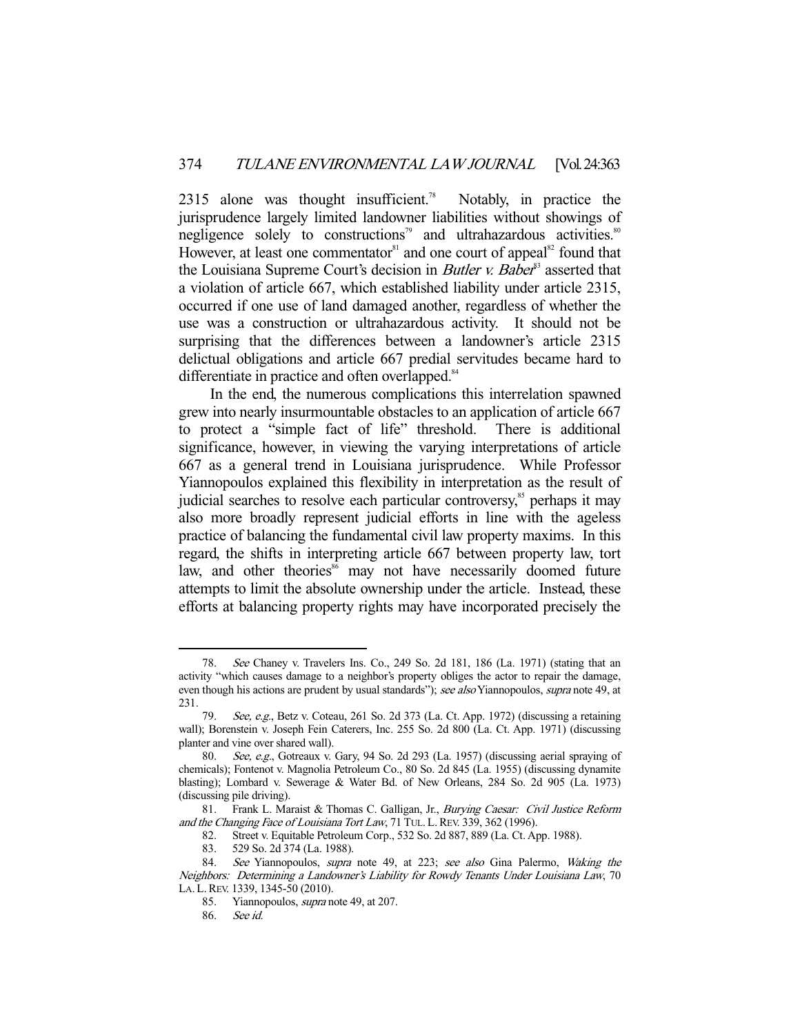2315 alone was thought insufficient.[78] Notably, in practice the jurisprudence largely limited landowner liabilities without showings of negligence solely to constructions[79] and ultrahazardous activities.[80] However, at least one commentator[81] and one court of appeal[82] found that the Louisiana Supreme Court's decision in *Butler v. Baber*[83] asserted that a violation of article 667, which established liability under article 2315, occurred if one use of land damaged another, regardless of whether the use was a construction or ultrahazardous activity. It should not be surprising that the differences between a landowner's article 2315 delictual obligations and article 667 predial servitudes became hard to differentiate in practice and often overlapped.[84]

In the end, the numerous complications this interrelation spawned grew into nearly insurmountable obstacles to an application of article 667 to protect a "simple fact of life" threshold. There is additional significance, however, in viewing the varying interpretations of article 667 as a general trend in Louisiana jurisprudence. While Professor Yiannopoulos explained this flexibility in interpretation as the result of judicial searches to resolve each particular controversy,[85] perhaps it may also more broadly represent judicial efforts in line with the ageless practice of balancing the fundamental civil law property maxims. In this regard, the shifts in interpreting article 667 between property law, tort law, and other theories[86] may not have necessarily doomed future attempts to limit the absolute ownership under the article. Instead, these efforts at balancing property rights may have incorporated precisely the

---

78. *See* Chaney v. Travelers Ins. Co., 249 So. 2d 181, 186 (La. 1971) (stating that an activity "which causes damage to a neighbor's property obliges the actor to repair the damage, even though his actions are prudent by usual standards"); *see also* Yiannopoulos, *supra* note 49, at 231.

79. *See, e.g.*, Betz v. Coteau, 261 So. 2d 373 (La. Ct. App. 1972) (discussing a retaining wall); Borenstein v. Joseph Fein Caterers, Inc. 255 So. 2d 800 (La. Ct. App. 1971) (discussing planter and vine over shared wall).

80. *See, e.g.*, Gotreaux v. Gary, 94 So. 2d 293 (La. 1957) (discussing aerial spraying of chemicals); Fontenot v. Magnolia Petroleum Co., 80 So. 2d 845 (La. 1955) (discussing dynamite blasting); Lombard v. Sewerage & Water Bd. of New Orleans, 284 So. 2d 905 (La. 1973) (discussing pile driving).

81. Frank L. Maraist & Thomas C. Galligan, Jr., *Burying Caesar: Civil Justice Reform and the Changing Face of Louisiana Tort Law*, 71 TUL. L. REV. 339, 362 (1996).

82. Street v. Equitable Petroleum Corp., 532 So. 2d 887, 889 (La. Ct. App. 1988).

83. 529 So. 2d 374 (La. 1988).

84. *See* Yiannopoulos, *supra* note 49, at 223; *see also* Gina Palermo, *Waking the Neighbors: Determining a Landowner's Liability for Rowdy Tenants Under Louisiana Law*, 70 LA. L. REV. 1339, 1345-50 (2010).

85. Yiannopoulos, *supra* note 49, at 207.

86. *See id.*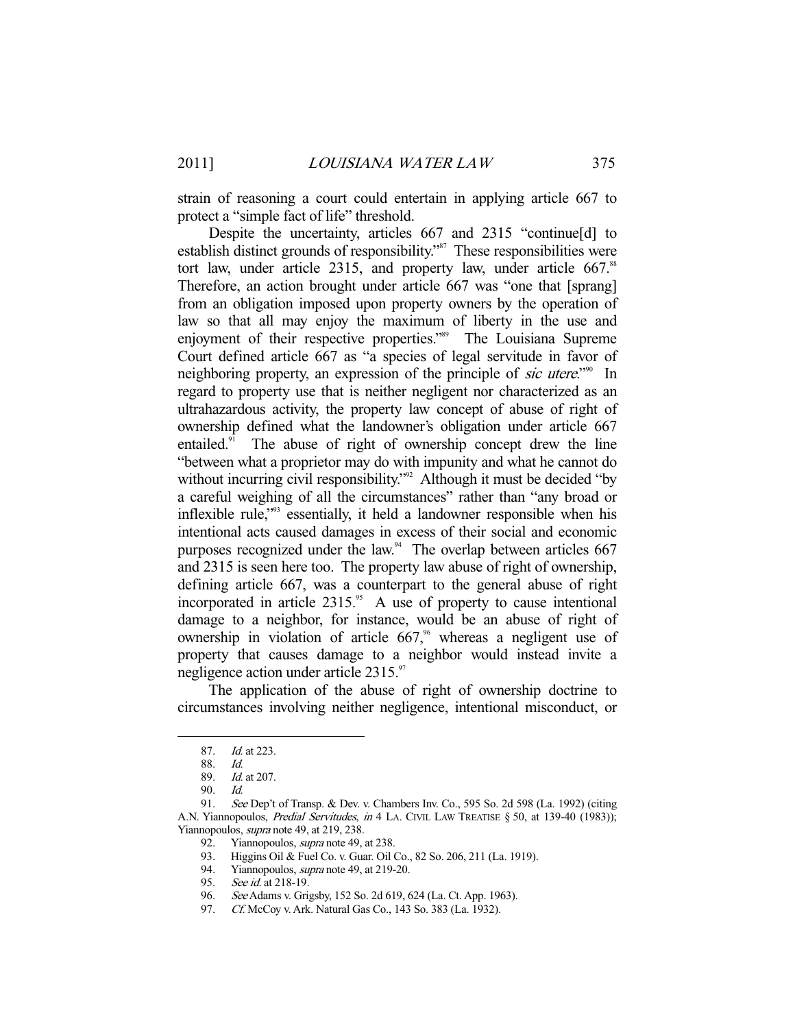strain of reasoning a court could entertain in applying article 667 to protect a "simple fact of life" threshold.

Despite the uncertainty, articles 667 and 2315 "continue[d] to establish distinct grounds of responsibility."[87] These responsibilities were tort law, under article 2315, and property law, under article 667.[88] Therefore, an action brought under article 667 was "one that [sprang] from an obligation imposed upon property owners by the operation of law so that all may enjoy the maximum of liberty in the use and enjoyment of their respective properties."[89] The Louisiana Supreme Court defined article 667 as "a species of legal servitude in favor of neighboring property, an expression of the principle of *sic utere*."[90] In regard to property use that is neither negligent nor characterized as an ultrahazardous activity, the property law concept of abuse of right of ownership defined what the landowner's obligation under article 667 entailed.[91] The abuse of right of ownership concept drew the line "between what a proprietor may do with impunity and what he cannot do without incurring civil responsibility."[92] Although it must be decided "by a careful weighing of all the circumstances" rather than "any broad or inflexible rule,"[93] essentially, it held a landowner responsible when his intentional acts caused damages in excess of their social and economic purposes recognized under the law.[94] The overlap between articles 667 and 2315 is seen here too. The property law abuse of right of ownership, defining article 667, was a counterpart to the general abuse of right incorporated in article 2315.[95] A use of property to cause intentional damage to a neighbor, for instance, would be an abuse of right of ownership in violation of article 667,[96] whereas a negligent use of property that causes damage to a neighbor would instead invite a negligence action under article 2315.[97]

The application of the abuse of right of ownership doctrine to circumstances involving neither negligence, intentional misconduct, or

---

87. *Id.* at 223.

88. *Id.*

89. *Id.* at 207.

90. *Id.*

91. *See* Dep't of Transp. & Dev. v. Chambers Inv. Co., 595 So. 2d 598 (La. 1992) (citing A.N. Yiannopoulos, *Predial Servitudes*, *in* 4 LA. CIVIL LAW TREATISE § 50, at 139-40 (1983)); Yiannopoulos, *supra* note 49, at 219, 238.

92. Yiannopoulos, *supra* note 49, at 238.

93. Higgins Oil & Fuel Co. v. Guar. Oil Co., 82 So. 206, 211 (La. 1919).

94. Yiannopoulos, *supra* note 49, at 219-20.

95. *See id.* at 218-19.

96. *See* Adams v. Grigsby, 152 So. 2d 619, 624 (La. Ct. App. 1963).

97. *Cf.* McCoy v. Ark. Natural Gas Co., 143 So. 383 (La. 1932).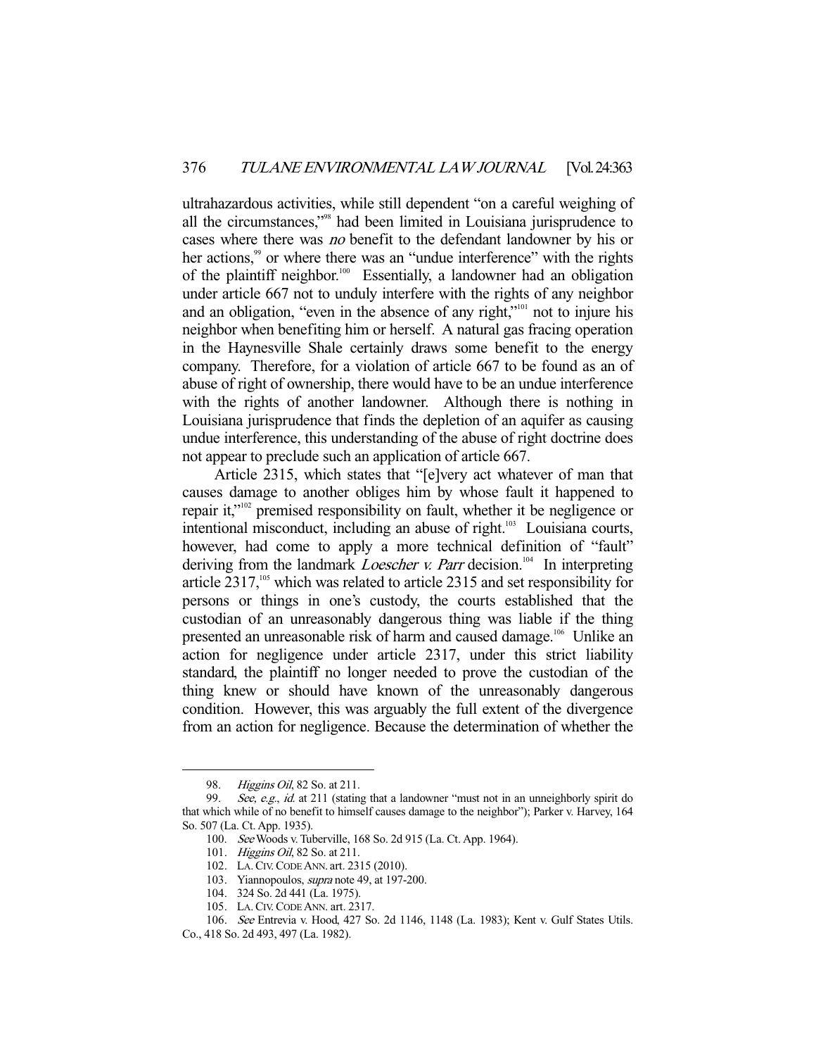ultrahazardous activities, while still dependent "on a careful weighing of all the circumstances,"[98] had been limited in Louisiana jurisprudence to cases where there was *no* benefit to the defendant landowner by his or her actions,[99] or where there was an "undue interference" with the rights of the plaintiff neighbor.[100] Essentially, a landowner had an obligation under article 667 not to unduly interfere with the rights of any neighbor and an obligation, "even in the absence of any right,"[101] not to injure his neighbor when benefiting him or herself. A natural gas fracing operation in the Haynesville Shale certainly draws some benefit to the energy company. Therefore, for a violation of article 667 to be found as an of abuse of right of ownership, there would have to be an undue interference with the rights of another landowner. Although there is nothing in Louisiana jurisprudence that finds the depletion of an aquifer as causing undue interference, this understanding of the abuse of right doctrine does not appear to preclude such an application of article 667.

Article 2315, which states that "[e]very act whatever of man that causes damage to another obliges him by whose fault it happened to repair it,"[102] premised responsibility on fault, whether it be negligence or intentional misconduct, including an abuse of right.[103] Louisiana courts, however, had come to apply a more technical definition of "fault" deriving from the landmark *Loescher v. Parr* decision.[104] In interpreting article 2317,[105] which was related to article 2315 and set responsibility for persons or things in one's custody, the courts established that the custodian of an unreasonably dangerous thing was liable if the thing presented an unreasonable risk of harm and caused damage.[106] Unlike an action for negligence under article 2317, under this strict liability standard, the plaintiff no longer needed to prove the custodian of the thing knew or should have known of the unreasonably dangerous condition. However, this was arguably the full extent of the divergence from an action for negligence. Because the determination of whether the

---

98. *Higgins Oil*, 82 So. at 211.

99. *See, e.g.*, *id.* at 211 (stating that a landowner "must not in an unneighborly spirit do that which while of no benefit to himself causes damage to the neighbor"); Parker v. Harvey, 164 So. 507 (La. Ct. App. 1935).

100. *See* Woods v. Tuberville, 168 So. 2d 915 (La. Ct. App. 1964).

101. *Higgins Oil*, 82 So. at 211.

102. LA. CIV. CODE ANN. art. 2315 (2010).

103. Yiannopoulos, *supra* note 49, at 197-200.

104. 324 So. 2d 441 (La. 1975).

105. LA. CIV. CODE ANN. art. 2317.

106. *See* Entrevia v. Hood, 427 So. 2d 1146, 1148 (La. 1983); Kent v. Gulf States Utils. Co., 418 So. 2d 493, 497 (La. 1982).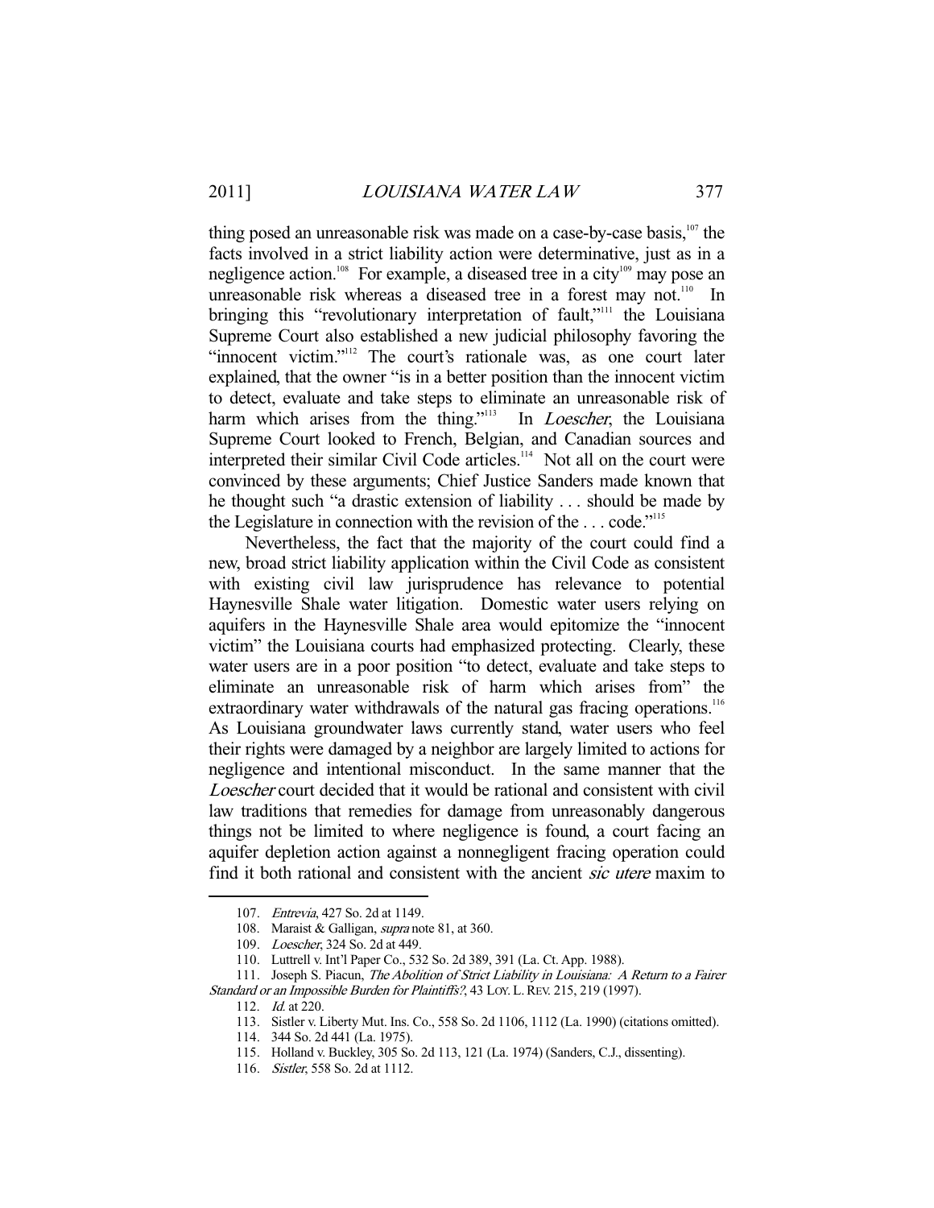thing posed an unreasonable risk was made on a case-by-case basis,[107] the facts involved in a strict liability action were determinative, just as in a negligence action.[108] For example, a diseased tree in a city[109] may pose an unreasonable risk whereas a diseased tree in a forest may not.[110] In bringing this "revolutionary interpretation of fault,"[111] the Louisiana Supreme Court also established a new judicial philosophy favoring the "innocent victim."[112] The court's rationale was, as one court later explained, that the owner "is in a better position than the innocent victim to detect, evaluate and take steps to eliminate an unreasonable risk of harm which arises from the thing."[113] In *Loescher*, the Louisiana Supreme Court looked to French, Belgian, and Canadian sources and interpreted their similar Civil Code articles.[114] Not all on the court were convinced by these arguments; Chief Justice Sanders made known that he thought such "a drastic extension of liability . . . should be made by the Legislature in connection with the revision of the . . . code."[115]

Nevertheless, the fact that the majority of the court could find a new, broad strict liability application within the Civil Code as consistent with existing civil law jurisprudence has relevance to potential Haynesville Shale water litigation. Domestic water users relying on aquifers in the Haynesville Shale area would epitomize the "innocent victim" the Louisiana courts had emphasized protecting. Clearly, these water users are in a poor position "to detect, evaluate and take steps to eliminate an unreasonable risk of harm which arises from" the extraordinary water withdrawals of the natural gas fracing operations.[116] As Louisiana groundwater laws currently stand, water users who feel their rights were damaged by a neighbor are largely limited to actions for negligence and intentional misconduct. In the same manner that the *Loescher* court decided that it would be rational and consistent with civil law traditions that remedies for damage from unreasonably dangerous things not be limited to where negligence is found, a court facing an aquifer depletion action against a nonnegligent fracing operation could find it both rational and consistent with the ancient *sic utere* maxim to

---

107. *Entrevia*, 427 So. 2d at 1149.

108. Maraist & Galligan, *supra* note 81, at 360.

109. *Loescher*, 324 So. 2d at 449.

110. Luttrell v. Int'l Paper Co., 532 So. 2d 389, 391 (La. Ct. App. 1988).

111. Joseph S. Piacun, *The Abolition of Strict Liability in Louisiana: A Return to a Fairer Standard or an Impossible Burden for Plaintiffs?*, 43 LOY. L. REV. 215, 219 (1997).

112. *Id.* at 220.

113. Sistler v. Liberty Mut. Ins. Co., 558 So. 2d 1106, 1112 (La. 1990) (citations omitted).

114. 344 So. 2d 441 (La. 1975).

115. Holland v. Buckley, 305 So. 2d 113, 121 (La. 1974) (Sanders, C.J., dissenting).

116. *Sistler*, 558 So. 2d at 1112.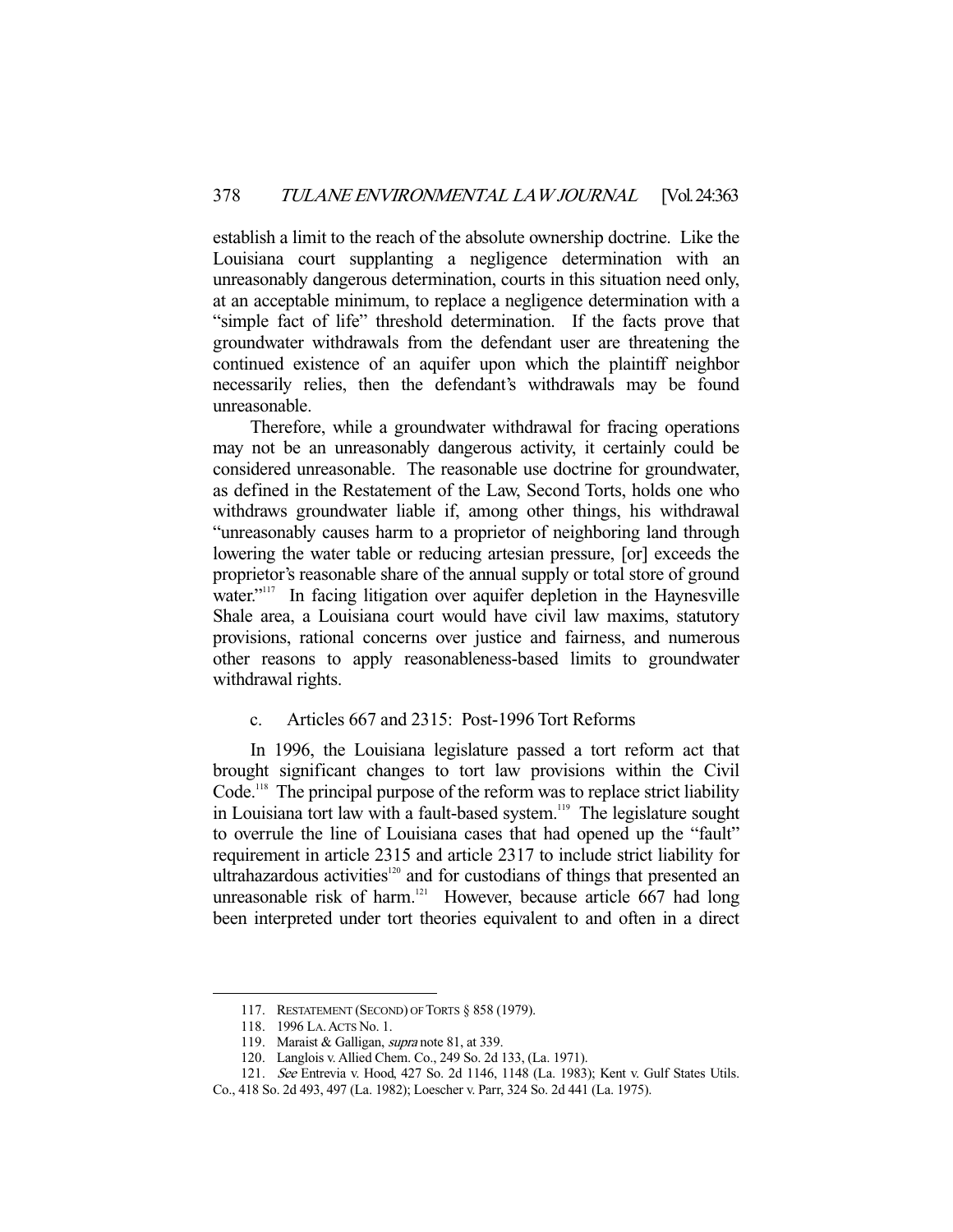establish a limit to the reach of the absolute ownership doctrine. Like the Louisiana court supplanting a negligence determination with an unreasonably dangerous determination, courts in this situation need only, at an acceptable minimum, to replace a negligence determination with a "simple fact of life" threshold determination. If the facts prove that groundwater withdrawals from the defendant user are threatening the continued existence of an aquifer upon which the plaintiff neighbor necessarily relies, then the defendant's withdrawals may be found unreasonable.

Therefore, while a groundwater withdrawal for fracing operations may not be an unreasonably dangerous activity, it certainly could be considered unreasonable. The reasonable use doctrine for groundwater, as defined in the Restatement of the Law, Second Torts, holds one who withdraws groundwater liable if, among other things, his withdrawal "unreasonably causes harm to a proprietor of neighboring land through lowering the water table or reducing artesian pressure, [or] exceeds the proprietor's reasonable share of the annual supply or total store of ground water."[117] In facing litigation over aquifer depletion in the Haynesville Shale area, a Louisiana court would have civil law maxims, statutory provisions, rational concerns over justice and fairness, and numerous other reasons to apply reasonableness-based limits to groundwater withdrawal rights.

c. Articles 667 and 2315: Post-1996 Tort Reforms

In 1996, the Louisiana legislature passed a tort reform act that brought significant changes to tort law provisions within the Civil Code.[118] The principal purpose of the reform was to replace strict liability in Louisiana tort law with a fault-based system.[119] The legislature sought to overrule the line of Louisiana cases that had opened up the "fault" requirement in article 2315 and article 2317 to include strict liability for ultrahazardous activities[120] and for custodians of things that presented an unreasonable risk of harm.[121] However, because article 667 had long been interpreted under tort theories equivalent to and often in a direct

---

117. RESTATEMENT (SECOND) OF TORTS § 858 (1979).

118. 1996 LA. ACTS No. 1.

119. Maraist & Galligan, *supra* note 81, at 339.

120. Langlois v. Allied Chem. Co., 249 So. 2d 133, (La. 1971).

121. *See* Entrevia v. Hood, 427 So. 2d 1146, 1148 (La. 1983); Kent v. Gulf States Utils. Co., 418 So. 2d 493, 497 (La. 1982); Loescher v. Parr, 324 So. 2d 441 (La. 1975).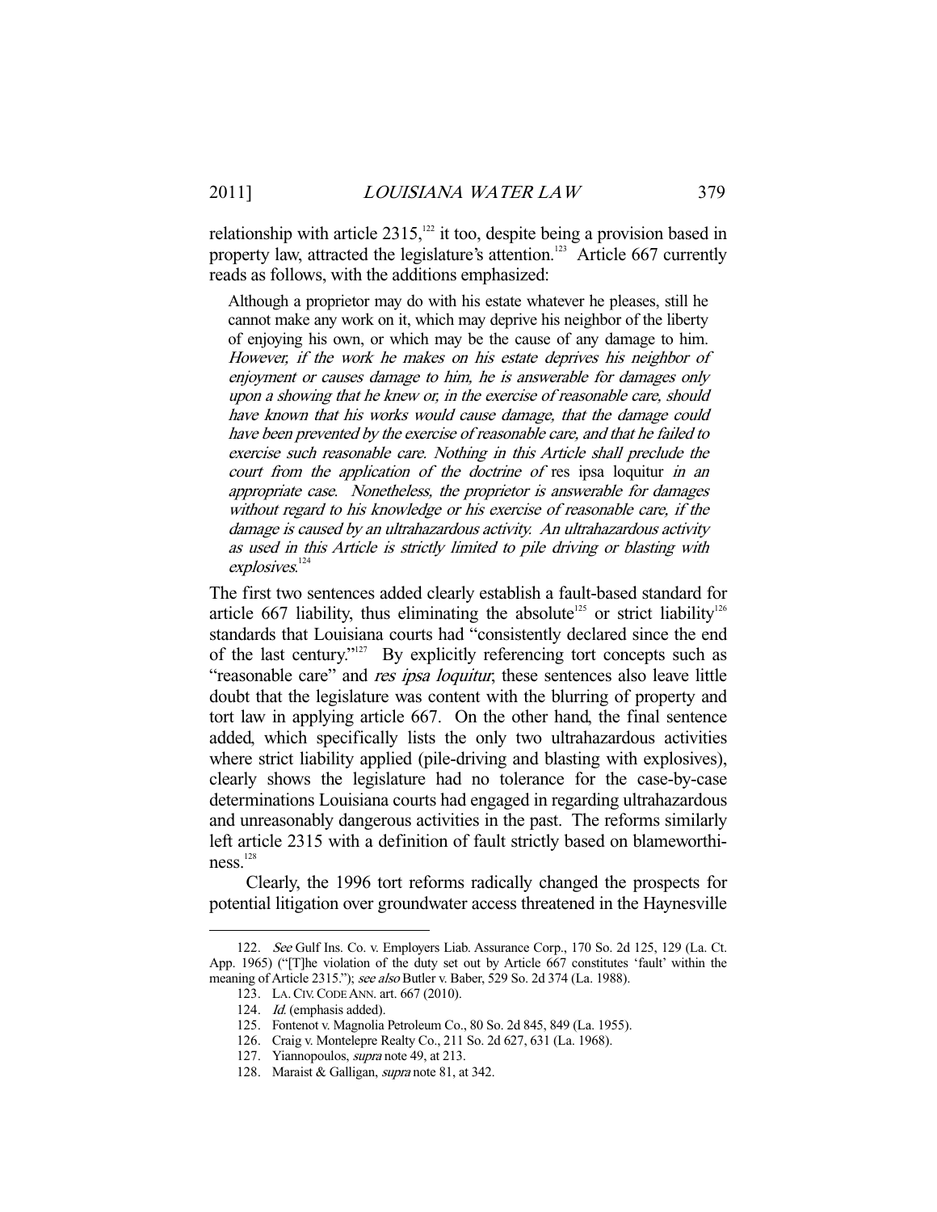relationship with article 2315,[122] it too, despite being a provision based in property law, attracted the legislature's attention.[123] Article 667 currently reads as follows, with the additions emphasized:

> Although a proprietor may do with his estate whatever he pleases, still he cannot make any work on it, which may deprive his neighbor of the liberty of enjoying his own, or which may be the cause of any damage to him. *However, if the work he makes on his estate deprives his neighbor of enjoyment or causes damage to him, he is answerable for damages only upon a showing that he knew or, in the exercise of reasonable care, should have known that his works would cause damage, that the damage could have been prevented by the exercise of reasonable care, and that he failed to exercise such reasonable care. Nothing in this Article shall preclude the court from the application of the doctrine of* res ipsa loquitur *in an appropriate case. Nonetheless, the proprietor is answerable for damages without regard to his knowledge or his exercise of reasonable care, if the damage is caused by an ultrahazardous activity. An ultrahazardous activity as used in this Article is strictly limited to pile driving or blasting with explosives.*[124]

The first two sentences added clearly establish a fault-based standard for article 667 liability, thus eliminating the absolute[125] or strict liability[126] standards that Louisiana courts had "consistently declared since the end of the last century."[127] By explicitly referencing tort concepts such as "reasonable care" and *res ipsa loquitur*, these sentences also leave little doubt that the legislature was content with the blurring of property and tort law in applying article 667. On the other hand, the final sentence added, which specifically lists the only two ultrahazardous activities where strict liability applied (pile-driving and blasting with explosives), clearly shows the legislature had no tolerance for the case-by-case determinations Louisiana courts had engaged in regarding ultrahazardous and unreasonably dangerous activities in the past. The reforms similarly left article 2315 with a definition of fault strictly based on blameworthiness.[128]

Clearly, the 1996 tort reforms radically changed the prospects for potential litigation over groundwater access threatened in the Haynesville

---

122. *See* Gulf Ins. Co. v. Employers Liab. Assurance Corp., 170 So. 2d 125, 129 (La. Ct. App. 1965) ("[T]he violation of the duty set out by Article 667 constitutes 'fault' within the meaning of Article 2315."); *see also* Butler v. Baber, 529 So. 2d 374 (La. 1988).

123. LA. CIV. CODE ANN. art. 667 (2010).

124. *Id.* (emphasis added).

125. Fontenot v. Magnolia Petroleum Co., 80 So. 2d 845, 849 (La. 1955).

126. Craig v. Montelepre Realty Co., 211 So. 2d 627, 631 (La. 1968).

127. Yiannopoulos, *supra* note 49, at 213.

128. Maraist & Galligan, *supra* note 81, at 342.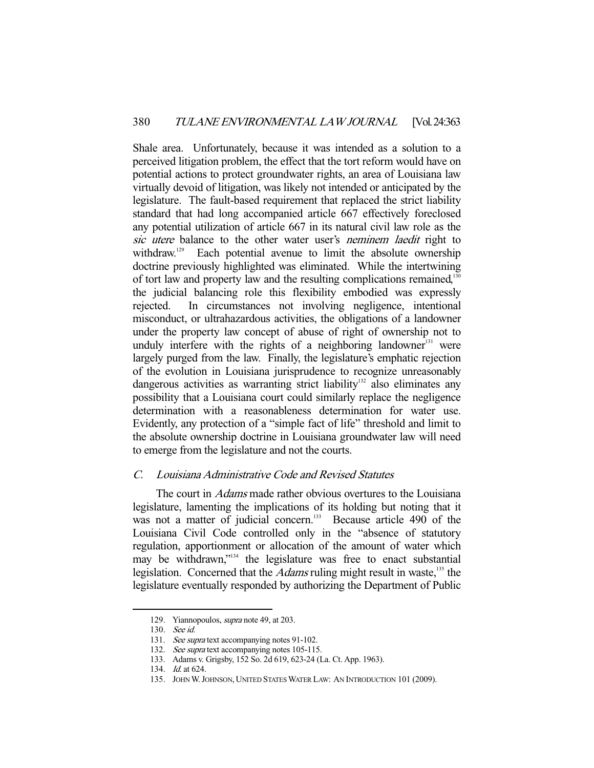Shale area. Unfortunately, because it was intended as a solution to a perceived litigation problem, the effect that the tort reform would have on potential actions to protect groundwater rights, an area of Louisiana law virtually devoid of litigation, was likely not intended or anticipated by the legislature. The fault-based requirement that replaced the strict liability standard that had long accompanied article 667 effectively foreclosed any potential utilization of article 667 in its natural civil law role as the *sic utere* balance to the other water user's *neminem laedit* right to withdraw.[129] Each potential avenue to limit the absolute ownership doctrine previously highlighted was eliminated. While the intertwining of tort law and property law and the resulting complications remained,[130] the judicial balancing role this flexibility embodied was expressly rejected. In circumstances not involving negligence, intentional misconduct, or ultrahazardous activities, the obligations of a landowner under the property law concept of abuse of right of ownership not to unduly interfere with the rights of a neighboring landowner[131] were largely purged from the law. Finally, the legislature's emphatic rejection of the evolution in Louisiana jurisprudence to recognize unreasonably dangerous activities as warranting strict liability[132] also eliminates any possibility that a Louisiana court could similarly replace the negligence determination with a reasonableness determination for water use. Evidently, any protection of a "simple fact of life" threshold and limit to the absolute ownership doctrine in Louisiana groundwater law will need to emerge from the legislature and not the courts.

### *C. Louisiana Administrative Code and Revised Statutes*

The court in *Adams* made rather obvious overtures to the Louisiana legislature, lamenting the implications of its holding but noting that it was not a matter of judicial concern.[133] Because article 490 of the Louisiana Civil Code controlled only in the "absence of statutory regulation, apportionment or allocation of the amount of water which may be withdrawn,"[134] the legislature was free to enact substantial legislation. Concerned that the *Adams* ruling might result in waste,[135] the legislature eventually responded by authorizing the Department of Public

---

129. Yiannopoulos, *supra* note 49, at 203.
130. *See id.*
131. *See supra* text accompanying notes 91-102.
132. *See supra* text accompanying notes 105-115.
133. Adams v. Grigsby, 152 So. 2d 619, 623-24 (La. Ct. App. 1963).
134. *Id.* at 624.
135. JOHN W. JOHNSON, UNITED STATES WATER LAW: AN INTRODUCTION 101 (2009).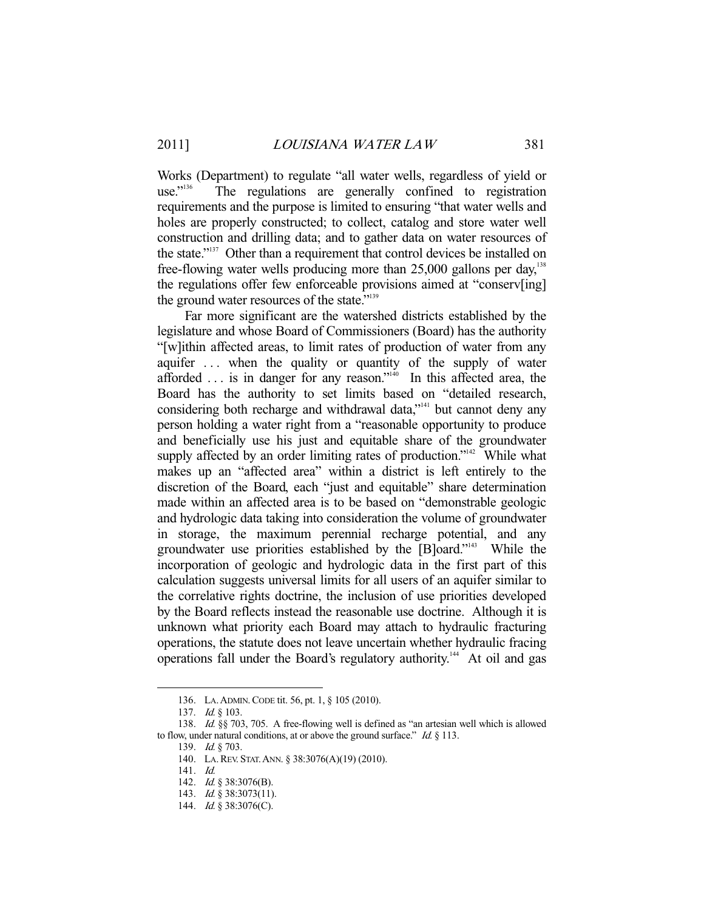Works (Department) to regulate "all water wells, regardless of yield or use."[136] The regulations are generally confined to registration requirements and the purpose is limited to ensuring "that water wells and holes are properly constructed; to collect, catalog and store water well construction and drilling data; and to gather data on water resources of the state."[137] Other than a requirement that control devices be installed on free-flowing water wells producing more than 25,000 gallons per day,[138] the regulations offer few enforceable provisions aimed at "conserv[ing] the ground water resources of the state."[139]

Far more significant are the watershed districts established by the legislature and whose Board of Commissioners (Board) has the authority "[w]ithin affected areas, to limit rates of production of water from any aquifer . . . when the quality or quantity of the supply of water afforded . . . is in danger for any reason."[140] In this affected area, the Board has the authority to set limits based on "detailed research, considering both recharge and withdrawal data,"[141] but cannot deny any person holding a water right from a "reasonable opportunity to produce and beneficially use his just and equitable share of the groundwater supply affected by an order limiting rates of production."[142] While what makes up an "affected area" within a district is left entirely to the discretion of the Board, each "just and equitable" share determination made within an affected area is to be based on "demonstrable geologic and hydrologic data taking into consideration the volume of groundwater in storage, the maximum perennial recharge potential, and any groundwater use priorities established by the [B]oard."[143] While the incorporation of geologic and hydrologic data in the first part of this calculation suggests universal limits for all users of an aquifer similar to the correlative rights doctrine, the inclusion of use priorities developed by the Board reflects instead the reasonable use doctrine. Although it is unknown what priority each Board may attach to hydraulic fracturing operations, the statute does not leave uncertain whether hydraulic fracing operations fall under the Board's regulatory authority.[144] At oil and gas

---

136. LA. ADMIN. CODE tit. 56, pt. 1, § 105 (2010).

137. *Id.* § 103.

138. *Id.* §§ 703, 705. A free-flowing well is defined as "an artesian well which is allowed to flow, under natural conditions, at or above the ground surface." *Id.* § 113.

139. *Id.* § 703.

140. LA. REV. STAT. ANN. § 38:3076(A)(19) (2010).

141. *Id.*

142. *Id.* § 38:3076(B).

143. *Id.* § 38:3073(11).

144. *Id.* § 38:3076(C).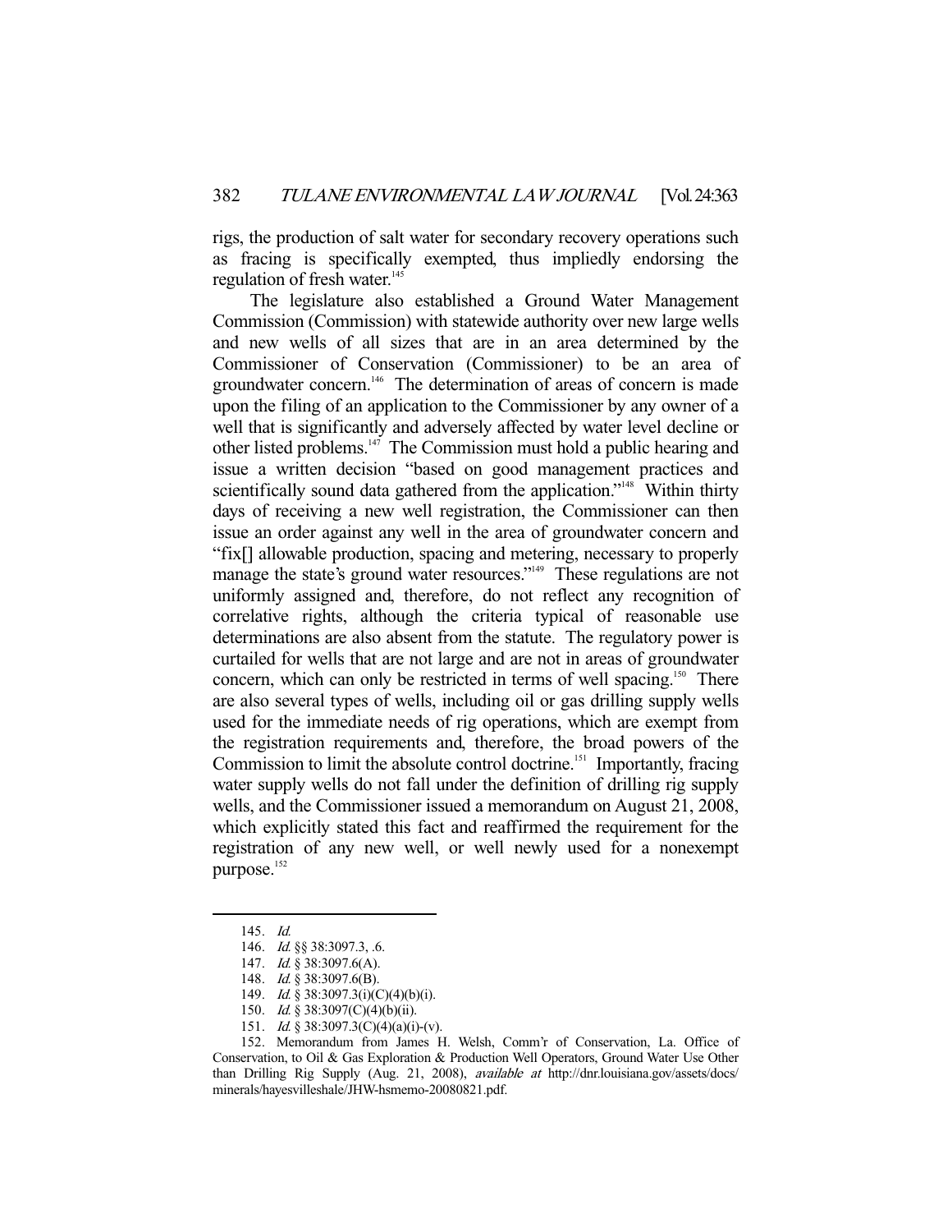rigs, the production of salt water for secondary recovery operations such as fracing is specifically exempted, thus impliedly endorsing the regulation of fresh water.[145]

The legislature also established a Ground Water Management Commission (Commission) with statewide authority over new large wells and new wells of all sizes that are in an area determined by the Commissioner of Conservation (Commissioner) to be an area of groundwater concern.[146] The determination of areas of concern is made upon the filing of an application to the Commissioner by any owner of a well that is significantly and adversely affected by water level decline or other listed problems.[147] The Commission must hold a public hearing and issue a written decision "based on good management practices and scientifically sound data gathered from the application."[148] Within thirty days of receiving a new well registration, the Commissioner can then issue an order against any well in the area of groundwater concern and "fix[] allowable production, spacing and metering, necessary to properly manage the state's ground water resources."[149] These regulations are not uniformly assigned and, therefore, do not reflect any recognition of correlative rights, although the criteria typical of reasonable use determinations are also absent from the statute. The regulatory power is curtailed for wells that are not large and are not in areas of groundwater concern, which can only be restricted in terms of well spacing.[150] There are also several types of wells, including oil or gas drilling supply wells used for the immediate needs of rig operations, which are exempt from the registration requirements and, therefore, the broad powers of the Commission to limit the absolute control doctrine.[151] Importantly, fracing water supply wells do not fall under the definition of drilling rig supply wells, and the Commissioner issued a memorandum on August 21, 2008, which explicitly stated this fact and reaffirmed the requirement for the registration of any new well, or well newly used for a nonexempt purpose.[152]

---

145. *Id.*

146. *Id.* §§ 38:3097.3, .6.

147. *Id.* § 38:3097.6(A).

148. *Id.* § 38:3097.6(B).

149. *Id.* § 38:3097.3(i)(C)(4)(b)(i).

150. *Id.* § 38:3097(C)(4)(b)(ii).

151. *Id.* § 38:3097.3(C)(4)(a)(i)-(v).

152. Memorandum from James H. Welsh, Comm'r of Conservation, La. Office of Conservation, to Oil & Gas Exploration & Production Well Operators, Ground Water Use Other than Drilling Rig Supply (Aug. 21, 2008), *available at* http://dnr.louisiana.gov/assets/docs/minerals/hayesvilleshale/JHW-hsmemo-20080821.pdf.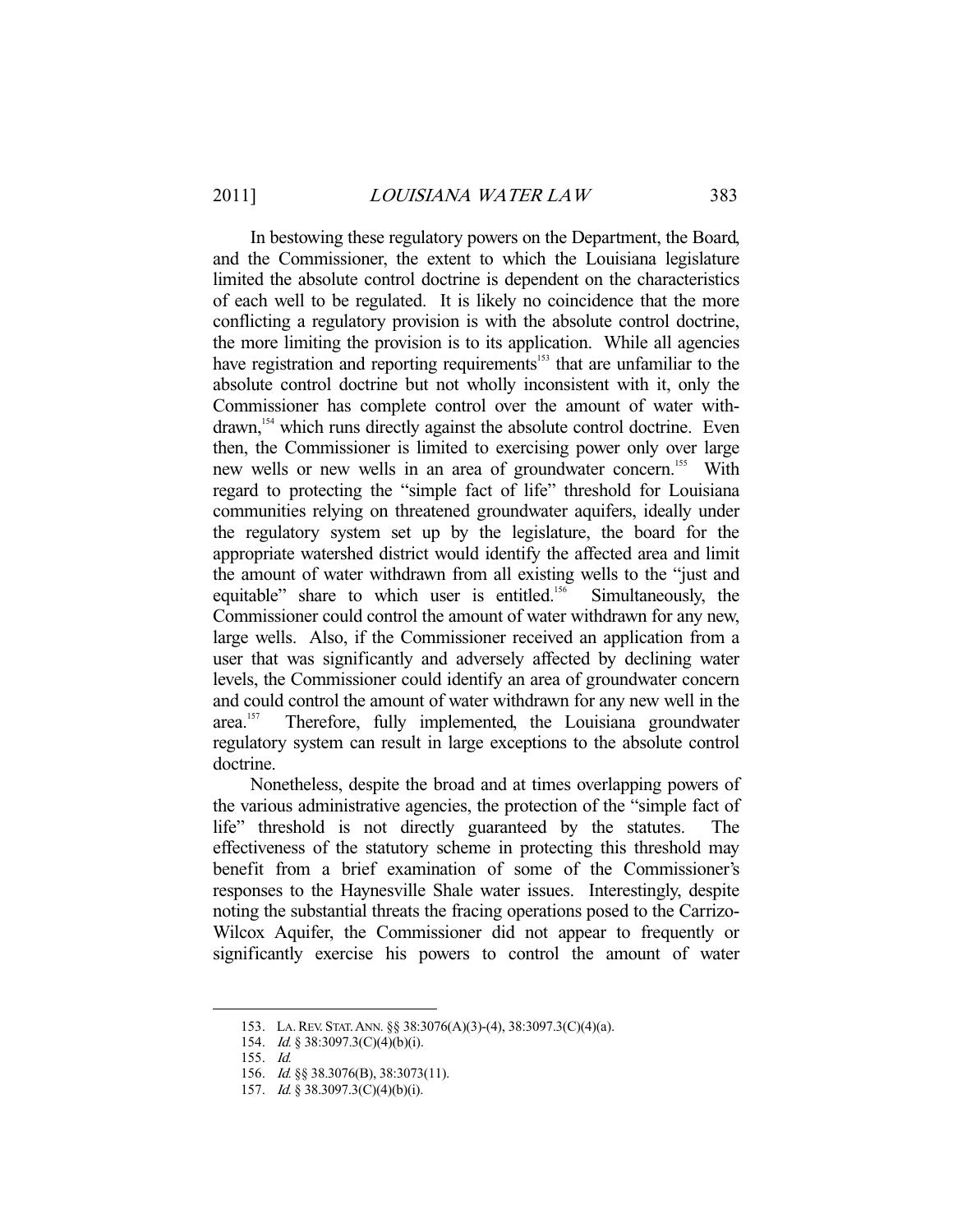In bestowing these regulatory powers on the Department, the Board, and the Commissioner, the extent to which the Louisiana legislature limited the absolute control doctrine is dependent on the characteristics of each well to be regulated. It is likely no coincidence that the more conflicting a regulatory provision is with the absolute control doctrine, the more limiting the provision is to its application. While all agencies have registration and reporting requirements[153] that are unfamiliar to the absolute control doctrine but not wholly inconsistent with it, only the Commissioner has complete control over the amount of water withdrawn,[154] which runs directly against the absolute control doctrine. Even then, the Commissioner is limited to exercising power only over large new wells or new wells in an area of groundwater concern.[155] With regard to protecting the "simple fact of life" threshold for Louisiana communities relying on threatened groundwater aquifers, ideally under the regulatory system set up by the legislature, the board for the appropriate watershed district would identify the affected area and limit the amount of water withdrawn from all existing wells to the "just and equitable" share to which user is entitled.[156] Simultaneously, the Commissioner could control the amount of water withdrawn for any new, large wells. Also, if the Commissioner received an application from a user that was significantly and adversely affected by declining water levels, the Commissioner could identify an area of groundwater concern and could control the amount of water withdrawn for any new well in the area.[157] Therefore, fully implemented, the Louisiana groundwater regulatory system can result in large exceptions to the absolute control doctrine.

Nonetheless, despite the broad and at times overlapping powers of the various administrative agencies, the protection of the "simple fact of life" threshold is not directly guaranteed by the statutes. The effectiveness of the statutory scheme in protecting this threshold may benefit from a brief examination of some of the Commissioner's responses to the Haynesville Shale water issues. Interestingly, despite noting the substantial threats the fracing operations posed to the Carrizo-Wilcox Aquifer, the Commissioner did not appear to frequently or significantly exercise his powers to control the amount of water

---

153. LA. REV. STAT. ANN. §§ 38:3076(A)(3)-(4), 38:3097.3(C)(4)(a).

154. *Id.* § 38:3097.3(C)(4)(b)(i).

155. *Id.*

156. *Id.* §§ 38.3076(B), 38:3073(11).

157. *Id.* § 38.3097.3(C)(4)(b)(i).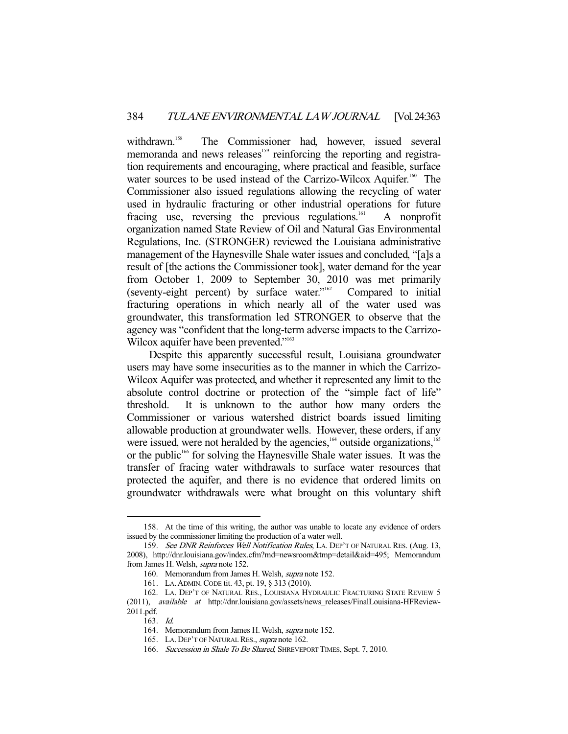withdrawn.[158] The Commissioner had, however, issued several memoranda and news releases[159] reinforcing the reporting and registration requirements and encouraging, where practical and feasible, surface water sources to be used instead of the Carrizo-Wilcox Aquifer.[160] The Commissioner also issued regulations allowing the recycling of water used in hydraulic fracturing or other industrial operations for future fracing use, reversing the previous regulations.[161] A nonprofit organization named State Review of Oil and Natural Gas Environmental Regulations, Inc. (STRONGER) reviewed the Louisiana administrative management of the Haynesville Shale water issues and concluded, "[a]s a result of [the actions the Commissioner took], water demand for the year from October 1, 2009 to September 30, 2010 was met primarily (seventy-eight percent) by surface water."[162] Compared to initial fracturing operations in which nearly all of the water used was groundwater, this transformation led STRONGER to observe that the agency was "confident that the long-term adverse impacts to the Carrizo-Wilcox aquifer have been prevented."[163]

Despite this apparently successful result, Louisiana groundwater users may have some insecurities as to the manner in which the Carrizo-Wilcox Aquifer was protected, and whether it represented any limit to the absolute control doctrine or protection of the "simple fact of life" threshold. It is unknown to the author how many orders the Commissioner or various watershed district boards issued limiting allowable production at groundwater wells. However, these orders, if any were issued, were not heralded by the agencies,[164] outside organizations,[165] or the public[166] for solving the Haynesville Shale water issues. It was the transfer of fracing water withdrawals to surface water resources that protected the aquifer, and there is no evidence that ordered limits on groundwater withdrawals were what brought on this voluntary shift

---

158. At the time of this writing, the author was unable to locate any evidence of orders issued by the commissioner limiting the production of a water well.

159. *See DNR Reinforces Well Notification Rules*, LA. DEP'T OF NATURAL RES. (Aug. 13, 2008), http://dnr.louisiana.gov/index.cfm?md=newsroom&tmp=detail&aid=495; Memorandum from James H. Welsh, *supra* note 152.

160. Memorandum from James H. Welsh, *supra* note 152.

161. LA. ADMIN. CODE tit. 43, pt. 19, § 313 (2010).

162. LA. DEP'T OF NATURAL RES., LOUISIANA HYDRAULIC FRACTURING STATE REVIEW 5 (2011), *available at* http://dnr.louisiana.gov/assets/news_releases/FinalLouisiana-HFReview-2011.pdf.

163. *Id.*

164. Memorandum from James H. Welsh, *supra* note 152.

165. LA. DEP'T OF NATURAL RES., *supra* note 162.

166. *Succession in Shale To Be Shared*, SHREVEPORT TIMES, Sept. 7, 2010.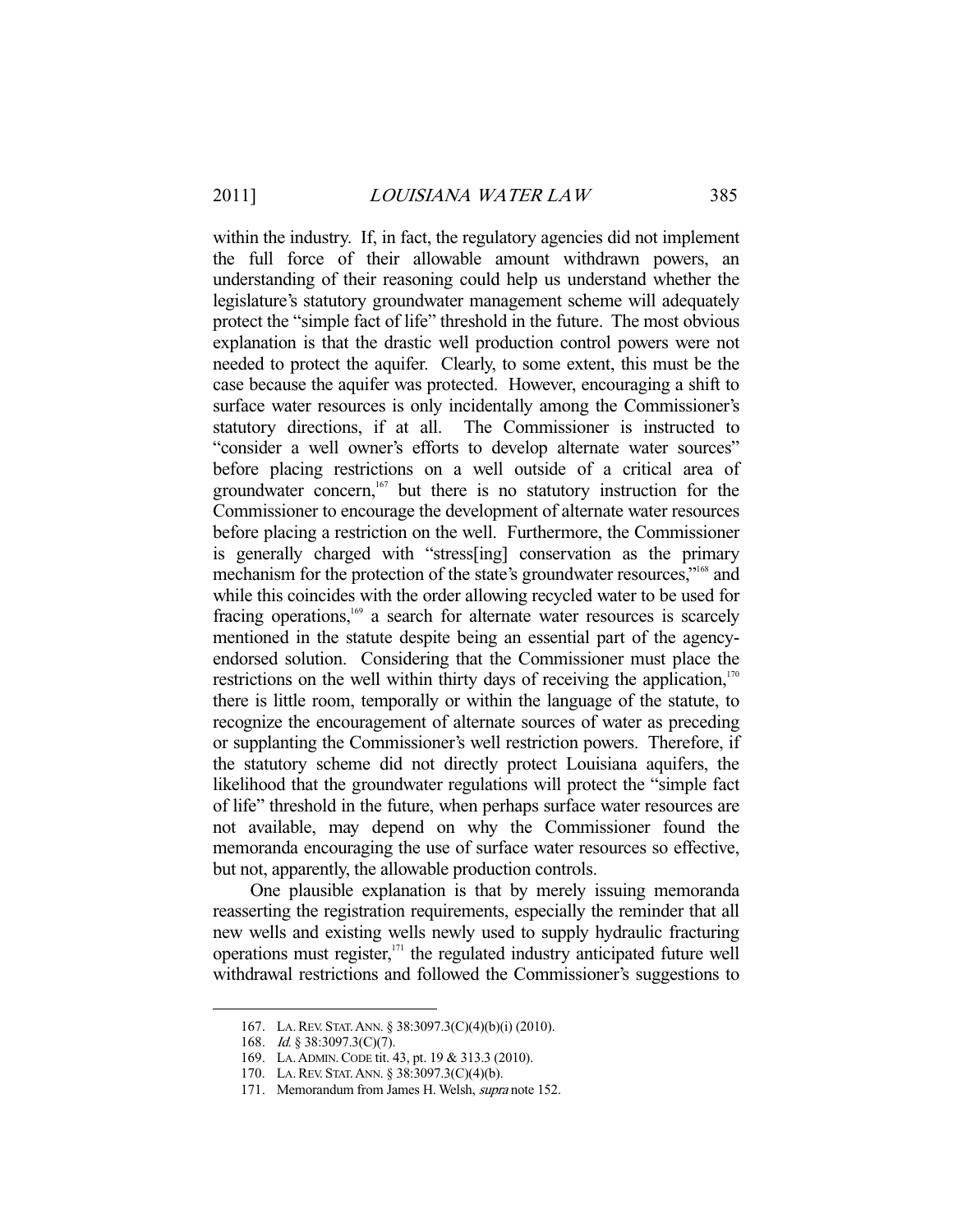within the industry. If, in fact, the regulatory agencies did not implement the full force of their allowable amount withdrawn powers, an understanding of their reasoning could help us understand whether the legislature's statutory groundwater management scheme will adequately protect the "simple fact of life" threshold in the future. The most obvious explanation is that the drastic well production control powers were not needed to protect the aquifer. Clearly, to some extent, this must be the case because the aquifer was protected. However, encouraging a shift to surface water resources is only incidentally among the Commissioner's statutory directions, if at all. The Commissioner is instructed to "consider a well owner's efforts to develop alternate water sources" before placing restrictions on a well outside of a critical area of groundwater concern,[167] but there is no statutory instruction for the Commissioner to encourage the development of alternate water resources before placing a restriction on the well. Furthermore, the Commissioner is generally charged with "stress[ing] conservation as the primary mechanism for the protection of the state's groundwater resources,"[168] and while this coincides with the order allowing recycled water to be used for fracing operations,[169] a search for alternate water resources is scarcely mentioned in the statute despite being an essential part of the agency-endorsed solution. Considering that the Commissioner must place the restrictions on the well within thirty days of receiving the application,[170] there is little room, temporally or within the language of the statute, to recognize the encouragement of alternate sources of water as preceding or supplanting the Commissioner's well restriction powers. Therefore, if the statutory scheme did not directly protect Louisiana aquifers, the likelihood that the groundwater regulations will protect the "simple fact of life" threshold in the future, when perhaps surface water resources are not available, may depend on why the Commissioner found the memoranda encouraging the use of surface water resources so effective, but not, apparently, the allowable production controls.

One plausible explanation is that by merely issuing memoranda reasserting the registration requirements, especially the reminder that all new wells and existing wells newly used to supply hydraulic fracturing operations must register,[171] the regulated industry anticipated future well withdrawal restrictions and followed the Commissioner's suggestions to

---

167. LA. REV. STAT. ANN. § 38:3097.3(C)(4)(b)(i) (2010).

168. *Id.* § 38:3097.3(C)(7).

169. LA. ADMIN. CODE tit. 43, pt. 19 & 313.3 (2010).

170. LA. REV. STAT. ANN. § 38:3097.3(C)(4)(b).

171. Memorandum from James H. Welsh, *supra* note 152.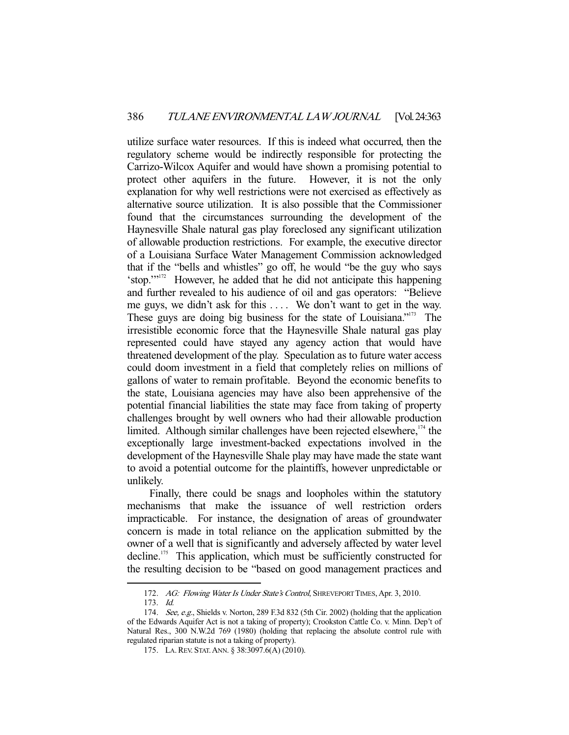utilize surface water resources. If this is indeed what occurred, then the regulatory scheme would be indirectly responsible for protecting the Carrizo-Wilcox Aquifer and would have shown a promising potential to protect other aquifers in the future. However, it is not the only explanation for why well restrictions were not exercised as effectively as alternative source utilization. It is also possible that the Commissioner found that the circumstances surrounding the development of the Haynesville Shale natural gas play foreclosed any significant utilization of allowable production restrictions. For example, the executive director of a Louisiana Surface Water Management Commission acknowledged that if the "bells and whistles" go off, he would "be the guy who says 'stop.'"[172] However, he added that he did not anticipate this happening and further revealed to his audience of oil and gas operators: "Believe me guys, we didn't ask for this . . . . We don't want to get in the way. These guys are doing big business for the state of Louisiana."[173] The irresistible economic force that the Haynesville Shale natural gas play represented could have stayed any agency action that would have threatened development of the play. Speculation as to future water access could doom investment in a field that completely relies on millions of gallons of water to remain profitable. Beyond the economic benefits to the state, Louisiana agencies may have also been apprehensive of the potential financial liabilities the state may face from taking of property challenges brought by well owners who had their allowable production limited. Although similar challenges have been rejected elsewhere,[174] the exceptionally large investment-backed expectations involved in the development of the Haynesville Shale play may have made the state want to avoid a potential outcome for the plaintiffs, however unpredictable or unlikely.

Finally, there could be snags and loopholes within the statutory mechanisms that make the issuance of well restriction orders impracticable. For instance, the designation of areas of groundwater concern is made in total reliance on the application submitted by the owner of a well that is significantly and adversely affected by water level decline.[175] This application, which must be sufficiently constructed for the resulting decision to be "based on good management practices and

---

172. *AG: Flowing Water Is Under State's Control*, SHREVEPORT TIMES, Apr. 3, 2010.

173. *Id.*

174. *See, e.g.*, Shields v. Norton, 289 F.3d 832 (5th Cir. 2002) (holding that the application of the Edwards Aquifer Act is not a taking of property); Crookston Cattle Co. v. Minn. Dep't of Natural Res., 300 N.W.2d 769 (1980) (holding that replacing the absolute control rule with regulated riparian statute is not a taking of property).

175. LA. REV. STAT. ANN. § 38:3097.6(A) (2010).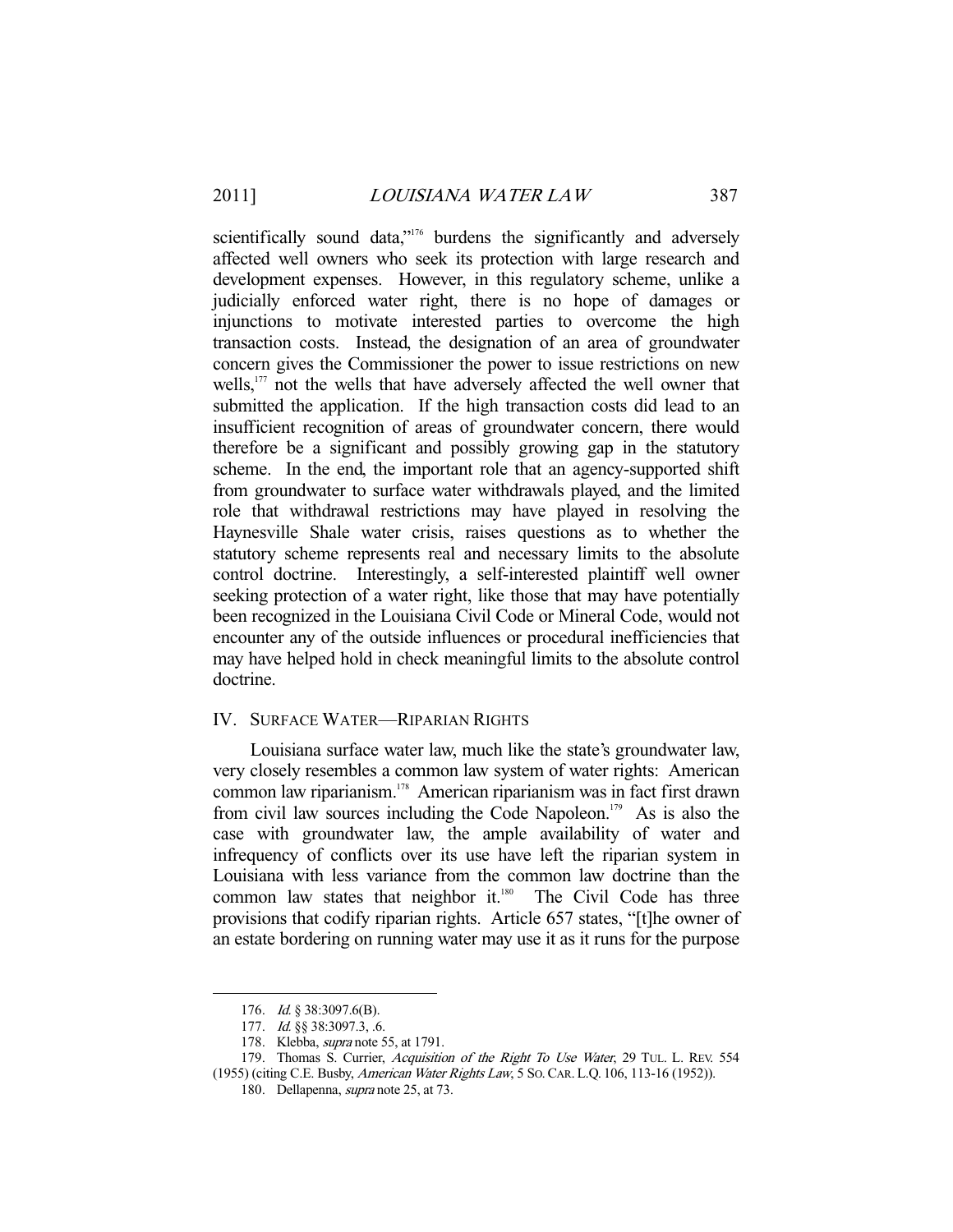scientifically sound data,"[176] burdens the significantly and adversely affected well owners who seek its protection with large research and development expenses. However, in this regulatory scheme, unlike a judicially enforced water right, there is no hope of damages or injunctions to motivate interested parties to overcome the high transaction costs. Instead, the designation of an area of groundwater concern gives the Commissioner the power to issue restrictions on new wells,[177] not the wells that have adversely affected the well owner that submitted the application. If the high transaction costs did lead to an insufficient recognition of areas of groundwater concern, there would therefore be a significant and possibly growing gap in the statutory scheme. In the end, the important role that an agency-supported shift from groundwater to surface water withdrawals played, and the limited role that withdrawal restrictions may have played in resolving the Haynesville Shale water crisis, raises questions as to whether the statutory scheme represents real and necessary limits to the absolute control doctrine. Interestingly, a self-interested plaintiff well owner seeking protection of a water right, like those that may have potentially been recognized in the Louisiana Civil Code or Mineral Code, would not encounter any of the outside influences or procedural inefficiencies that may have helped hold in check meaningful limits to the absolute control doctrine.

## IV. SURFACE WATER—RIPARIAN RIGHTS

Louisiana surface water law, much like the state's groundwater law, very closely resembles a common law system of water rights: American common law riparianism.[178] American riparianism was in fact first drawn from civil law sources including the Code Napoleon.[179] As is also the case with groundwater law, the ample availability of water and infrequency of conflicts over its use have left the riparian system in Louisiana with less variance from the common law doctrine than the common law states that neighbor it.[180] The Civil Code has three provisions that codify riparian rights. Article 657 states, "[t]he owner of an estate bordering on running water may use it as it runs for the purpose

---

176. *Id.* § 38:3097.6(B).

177. *Id.* §§ 38:3097.3, .6.

178. Klebba, *supra* note 55, at 1791.

179. Thomas S. Currier, *Acquisition of the Right To Use Water*, 29 TUL. L. REV. 554 (1955) (citing C.E. Busby, *American Water Rights Law*, 5 SO. CAR. L.Q. 106, 113-16 (1952)).

180. Dellapenna, *supra* note 25, at 73.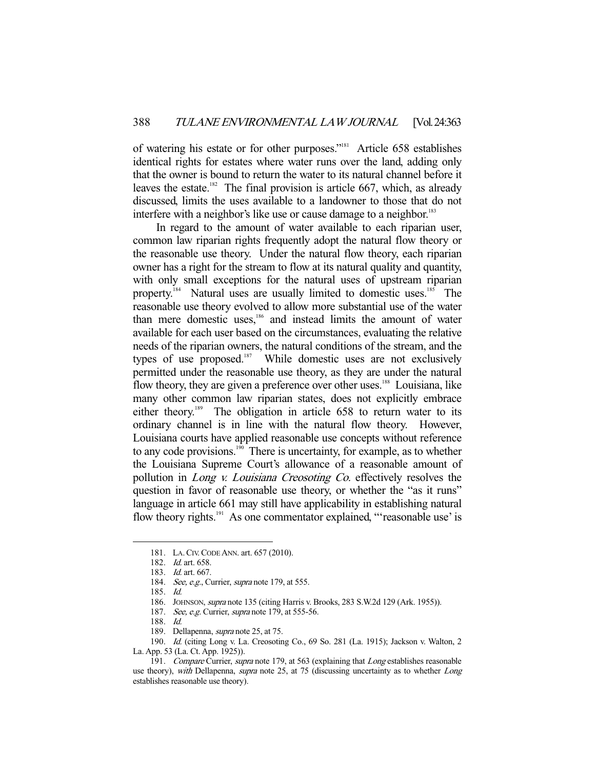of watering his estate or for other purposes."[181] Article 658 establishes identical rights for estates where water runs over the land, adding only that the owner is bound to return the water to its natural channel before it leaves the estate.[182] The final provision is article 667, which, as already discussed, limits the uses available to a landowner to those that do not interfere with a neighbor's like use or cause damage to a neighbor.[183]

In regard to the amount of water available to each riparian user, common law riparian rights frequently adopt the natural flow theory or the reasonable use theory. Under the natural flow theory, each riparian owner has a right for the stream to flow at its natural quality and quantity, with only small exceptions for the natural uses of upstream riparian property.[184] Natural uses are usually limited to domestic uses.[185] The reasonable use theory evolved to allow more substantial use of the water than mere domestic uses,[186] and instead limits the amount of water available for each user based on the circumstances, evaluating the relative needs of the riparian owners, the natural conditions of the stream, and the types of use proposed.[187] While domestic uses are not exclusively permitted under the reasonable use theory, as they are under the natural flow theory, they are given a preference over other uses.[188] Louisiana, like many other common law riparian states, does not explicitly embrace either theory.[189] The obligation in article 658 to return water to its ordinary channel is in line with the natural flow theory. However, Louisiana courts have applied reasonable use concepts without reference to any code provisions.[190] There is uncertainty, for example, as to whether the Louisiana Supreme Court's allowance of a reasonable amount of pollution in *Long v. Louisiana Creosoting Co.* effectively resolves the question in favor of reasonable use theory, or whether the "as it runs" language in article 661 may still have applicability in establishing natural flow theory rights.[191] As one commentator explained, "'reasonable use' is

---

181. LA. CIV. CODE ANN. art. 657 (2010).

182. *Id.* art. 658.

183. *Id.* art. 667.

184. *See, e.g.*, Currier, *supra* note 179, at 555.

185. *Id.*

186. JOHNSON, *supra* note 135 (citing Harris v. Brooks, 283 S.W.2d 129 (Ark. 1955)).

187. *See, e.g.* Currier, *supra* note 179, at 555-56.

188. *Id.*

189. Dellapenna, *supra* note 25, at 75.

190. *Id.* (citing Long v. La. Creosoting Co., 69 So. 281 (La. 1915); Jackson v. Walton, 2 La. App. 53 (La. Ct. App. 1925)).

191. *Compare* Currier, *supra* note 179, at 563 (explaining that *Long* establishes reasonable use theory), *with* Dellapenna, *supra* note 25, at 75 (discussing uncertainty as to whether *Long* establishes reasonable use theory).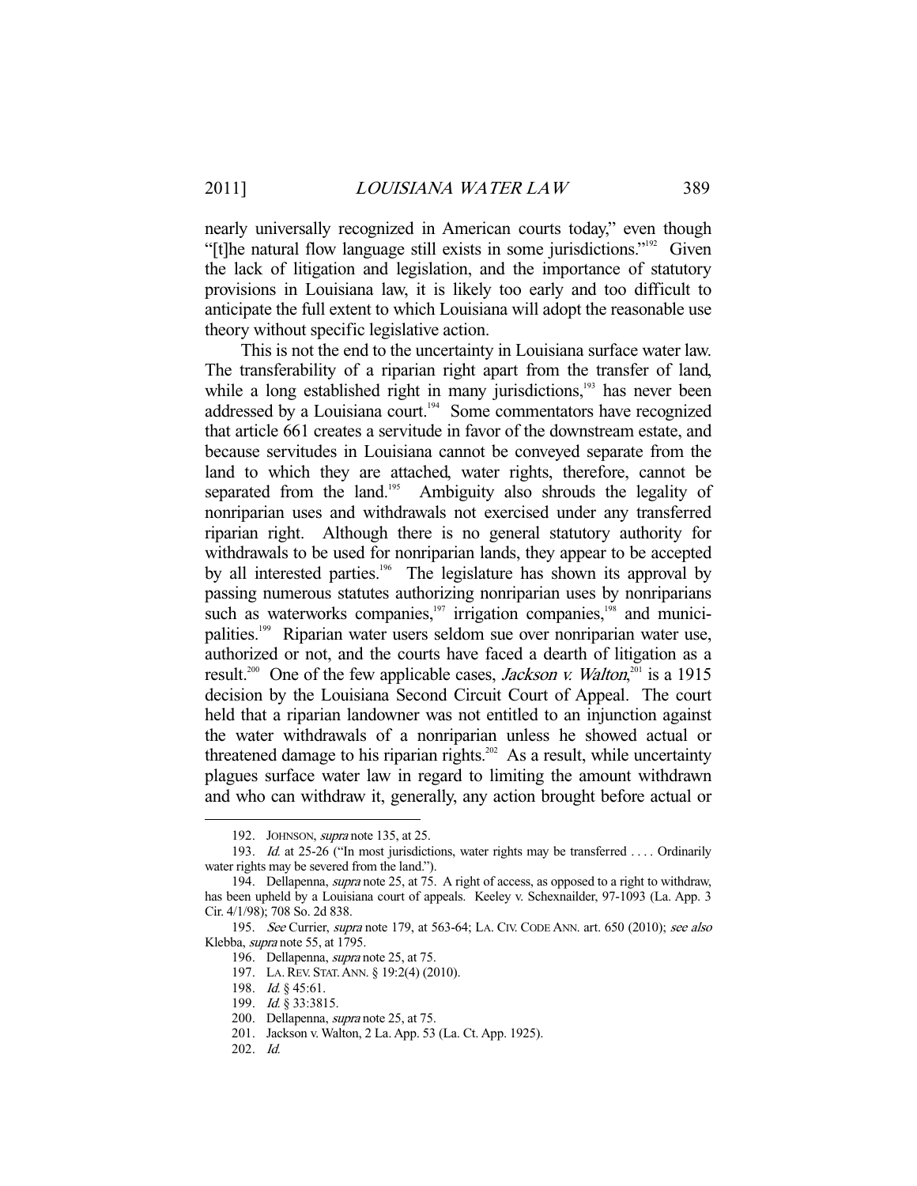nearly universally recognized in American courts today," even though "[t]he natural flow language still exists in some jurisdictions."[192] Given the lack of litigation and legislation, and the importance of statutory provisions in Louisiana law, it is likely too early and too difficult to anticipate the full extent to which Louisiana will adopt the reasonable use theory without specific legislative action.

This is not the end to the uncertainty in Louisiana surface water law. The transferability of a riparian right apart from the transfer of land, while a long established right in many jurisdictions,[193] has never been addressed by a Louisiana court.[194] Some commentators have recognized that article 661 creates a servitude in favor of the downstream estate, and because servitudes in Louisiana cannot be conveyed separate from the land to which they are attached, water rights, therefore, cannot be separated from the land.[195] Ambiguity also shrouds the legality of nonriparian uses and withdrawals not exercised under any transferred riparian right. Although there is no general statutory authority for withdrawals to be used for nonriparian lands, they appear to be accepted by all interested parties.[196] The legislature has shown its approval by passing numerous statutes authorizing nonriparian uses by nonriparians such as waterworks companies,[197] irrigation companies,[198] and municipalities.[199] Riparian water users seldom sue over nonriparian water use, authorized or not, and the courts have faced a dearth of litigation as a result.[200] One of the few applicable cases, *Jackson v. Walton*,[201] is a 1915 decision by the Louisiana Second Circuit Court of Appeal. The court held that a riparian landowner was not entitled to an injunction against the water withdrawals of a nonriparian unless he showed actual or threatened damage to his riparian rights.[202] As a result, while uncertainty plagues surface water law in regard to limiting the amount withdrawn and who can withdraw it, generally, any action brought before actual or

---

192. JOHNSON, *supra* note 135, at 25.

193. *Id.* at 25-26 ("In most jurisdictions, water rights may be transferred . . . . Ordinarily water rights may be severed from the land.").

194. Dellapenna, *supra* note 25, at 75. A right of access, as opposed to a right to withdraw, has been upheld by a Louisiana court of appeals. Keeley v. Schexnailder, 97-1093 (La. App. 3 Cir. 4/1/98); 708 So. 2d 838.

195. *See* Currier, *supra* note 179, at 563-64; LA. CIV. CODE ANN. art. 650 (2010); *see also* Klebba, *supra* note 55, at 1795.

196. Dellapenna, *supra* note 25, at 75.

197. LA. REV. STAT. ANN. § 19:2(4) (2010).

198. *Id.* § 45:61.

199. *Id.* § 33:3815.

200. Dellapenna, *supra* note 25, at 75.

201. Jackson v. Walton, 2 La. App. 53 (La. Ct. App. 1925).

202. *Id.*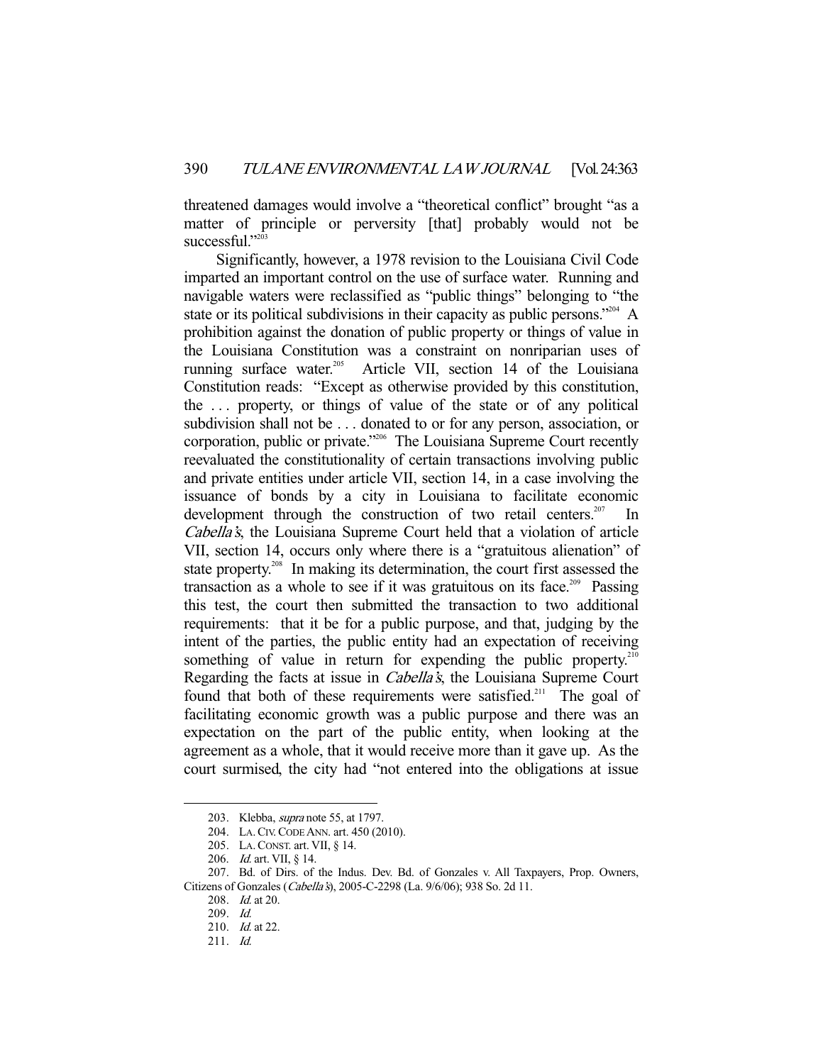threatened damages would involve a "theoretical conflict" brought "as a matter of principle or perversity [that] probably would not be successful."[203]

Significantly, however, a 1978 revision to the Louisiana Civil Code imparted an important control on the use of surface water. Running and navigable waters were reclassified as "public things" belonging to "the state or its political subdivisions in their capacity as public persons."[204] A prohibition against the donation of public property or things of value in the Louisiana Constitution was a constraint on nonriparian uses of running surface water.[205] Article VII, section 14 of the Louisiana Constitution reads: "Except as otherwise provided by this constitution, the . . . property, or things of value of the state or of any political subdivision shall not be . . . donated to or for any person, association, or corporation, public or private."[206] The Louisiana Supreme Court recently reevaluated the constitutionality of certain transactions involving public and private entities under article VII, section 14, in a case involving the issuance of bonds by a city in Louisiana to facilitate economic development through the construction of two retail centers.[207] In *Cabella's*, the Louisiana Supreme Court held that a violation of article VII, section 14, occurs only where there is a "gratuitous alienation" of state property.[208] In making its determination, the court first assessed the transaction as a whole to see if it was gratuitous on its face.[209] Passing this test, the court then submitted the transaction to two additional requirements: that it be for a public purpose, and that, judging by the intent of the parties, the public entity had an expectation of receiving something of value in return for expending the public property.[210] Regarding the facts at issue in *Cabella's*, the Louisiana Supreme Court found that both of these requirements were satisfied.[211] The goal of facilitating economic growth was a public purpose and there was an expectation on the part of the public entity, when looking at the agreement as a whole, that it would receive more than it gave up. As the court surmised, the city had "not entered into the obligations at issue

---

203. Klebba, *supra* note 55, at 1797.

204. LA. CIV. CODE ANN. art. 450 (2010).

205. LA. CONST. art. VII, § 14.

206. *Id.* art. VII, § 14.

207. Bd. of Dirs. of the Indus. Dev. Bd. of Gonzales v. All Taxpayers, Prop. Owners, Citizens of Gonzales (*Cabella's*), 2005-C-2298 (La. 9/6/06); 938 So. 2d 11.

208. *Id.* at 20.

209. *Id.*

210. *Id.* at 22.

211. *Id.*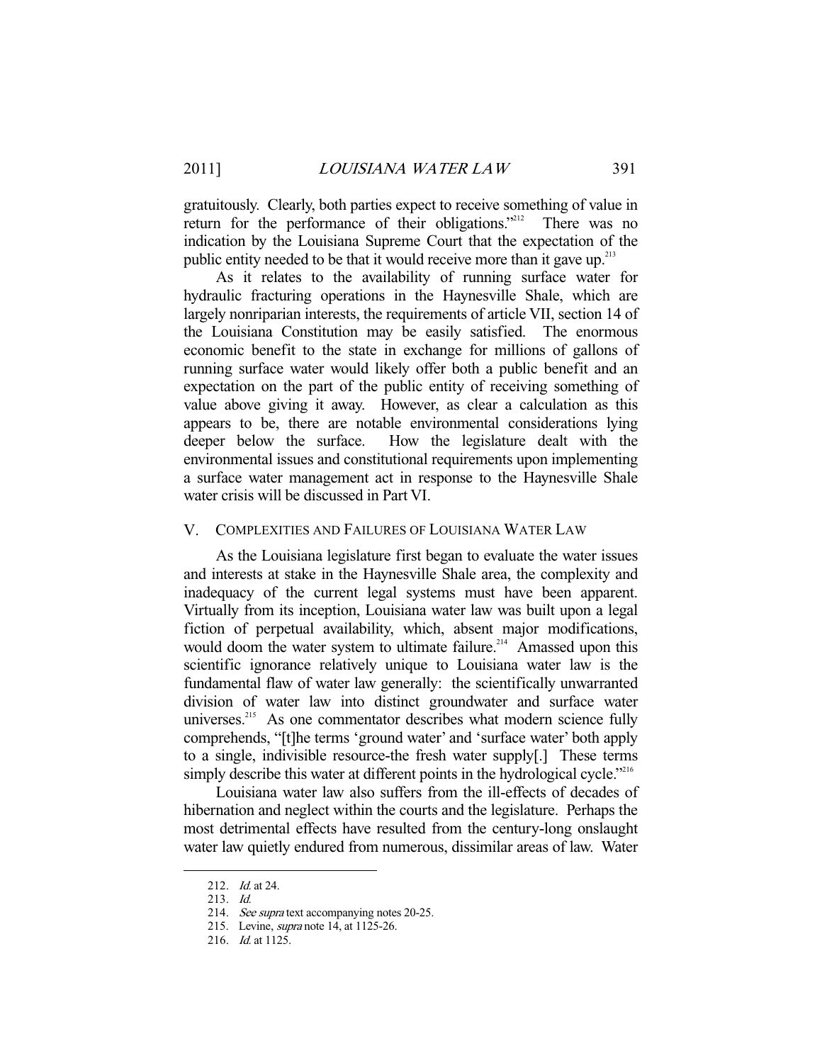gratuitously. Clearly, both parties expect to receive something of value in return for the performance of their obligations."[212] There was no indication by the Louisiana Supreme Court that the expectation of the public entity needed to be that it would receive more than it gave up.[213]

As it relates to the availability of running surface water for hydraulic fracturing operations in the Haynesville Shale, which are largely nonriparian interests, the requirements of article VII, section 14 of the Louisiana Constitution may be easily satisfied. The enormous economic benefit to the state in exchange for millions of gallons of running surface water would likely offer both a public benefit and an expectation on the part of the public entity of receiving something of value above giving it away. However, as clear a calculation as this appears to be, there are notable environmental considerations lying deeper below the surface. How the legislature dealt with the environmental issues and constitutional requirements upon implementing a surface water management act in response to the Haynesville Shale water crisis will be discussed in Part VI.

## V. COMPLEXITIES AND FAILURES OF LOUISIANA WATER LAW

As the Louisiana legislature first began to evaluate the water issues and interests at stake in the Haynesville Shale area, the complexity and inadequacy of the current legal systems must have been apparent. Virtually from its inception, Louisiana water law was built upon a legal fiction of perpetual availability, which, absent major modifications, would doom the water system to ultimate failure.[214] Amassed upon this scientific ignorance relatively unique to Louisiana water law is the fundamental flaw of water law generally: the scientifically unwarranted division of water law into distinct groundwater and surface water universes.[215] As one commentator describes what modern science fully comprehends, "[t]he terms 'ground water' and 'surface water' both apply to a single, indivisible resource-the fresh water supply[.] These terms simply describe this water at different points in the hydrological cycle."[216]

Louisiana water law also suffers from the ill-effects of decades of hibernation and neglect within the courts and the legislature. Perhaps the most detrimental effects have resulted from the century-long onslaught water law quietly endured from numerous, dissimilar areas of law. Water

---

212. *Id.* at 24.

213. *Id.*

214. *See supra* text accompanying notes 20-25.

215. Levine, *supra* note 14, at 1125-26.

216. *Id.* at 1125.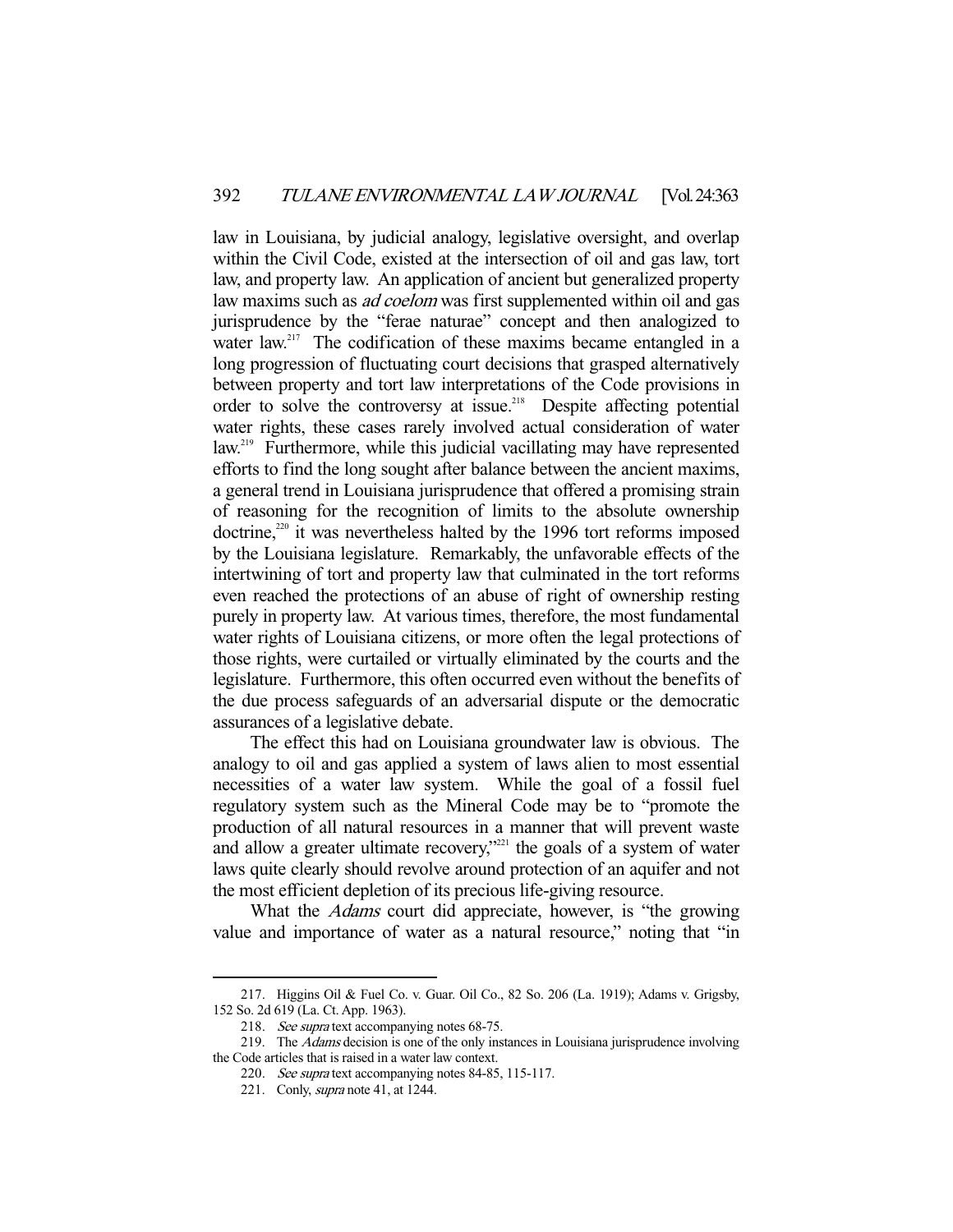law in Louisiana, by judicial analogy, legislative oversight, and overlap within the Civil Code, existed at the intersection of oil and gas law, tort law, and property law. An application of ancient but generalized property law maxims such as *ad coelom* was first supplemented within oil and gas jurisprudence by the "ferae naturae" concept and then analogized to water law.[217] The codification of these maxims became entangled in a long progression of fluctuating court decisions that grasped alternatively between property and tort law interpretations of the Code provisions in order to solve the controversy at issue.[218] Despite affecting potential water rights, these cases rarely involved actual consideration of water law.[219] Furthermore, while this judicial vacillating may have represented efforts to find the long sought after balance between the ancient maxims, a general trend in Louisiana jurisprudence that offered a promising strain of reasoning for the recognition of limits to the absolute ownership doctrine,[220] it was nevertheless halted by the 1996 tort reforms imposed by the Louisiana legislature. Remarkably, the unfavorable effects of the intertwining of tort and property law that culminated in the tort reforms even reached the protections of an abuse of right of ownership resting purely in property law. At various times, therefore, the most fundamental water rights of Louisiana citizens, or more often the legal protections of those rights, were curtailed or virtually eliminated by the courts and the legislature. Furthermore, this often occurred even without the benefits of the due process safeguards of an adversarial dispute or the democratic assurances of a legislative debate.

The effect this had on Louisiana groundwater law is obvious. The analogy to oil and gas applied a system of laws alien to most essential necessities of a water law system. While the goal of a fossil fuel regulatory system such as the Mineral Code may be to "promote the production of all natural resources in a manner that will prevent waste and allow a greater ultimate recovery,"[221] the goals of a system of water laws quite clearly should revolve around protection of an aquifer and not the most efficient depletion of its precious life-giving resource.

What the *Adams* court did appreciate, however, is "the growing value and importance of water as a natural resource," noting that "in

---

217. Higgins Oil & Fuel Co. v. Guar. Oil Co., 82 So. 206 (La. 1919); Adams v. Grigsby, 152 So. 2d 619 (La. Ct. App. 1963).

218. *See supra* text accompanying notes 68-75.

219. The *Adams* decision is one of the only instances in Louisiana jurisprudence involving the Code articles that is raised in a water law context.

220. *See supra* text accompanying notes 84-85, 115-117.

221. Conly, *supra* note 41, at 1244.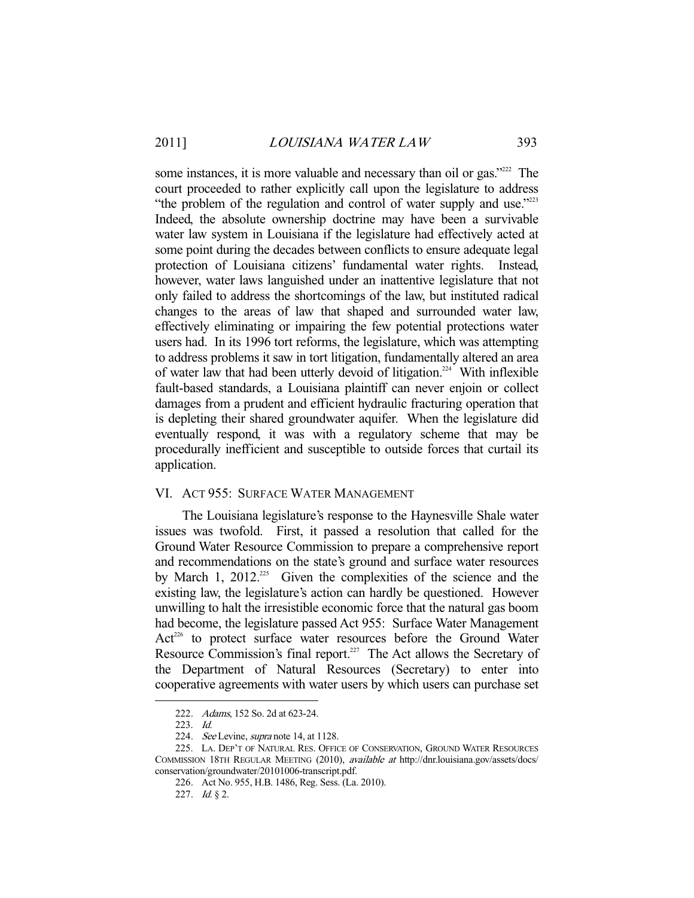some instances, it is more valuable and necessary than oil or gas."[222] The court proceeded to rather explicitly call upon the legislature to address "the problem of the regulation and control of water supply and use."[223] Indeed, the absolute ownership doctrine may have been a survivable water law system in Louisiana if the legislature had effectively acted at some point during the decades between conflicts to ensure adequate legal protection of Louisiana citizens' fundamental water rights. Instead, however, water laws languished under an inattentive legislature that not only failed to address the shortcomings of the law, but instituted radical changes to the areas of law that shaped and surrounded water law, effectively eliminating or impairing the few potential protections water users had. In its 1996 tort reforms, the legislature, which was attempting to address problems it saw in tort litigation, fundamentally altered an area of water law that had been utterly devoid of litigation.[224] With inflexible fault-based standards, a Louisiana plaintiff can never enjoin or collect damages from a prudent and efficient hydraulic fracturing operation that is depleting their shared groundwater aquifer. When the legislature did eventually respond, it was with a regulatory scheme that may be procedurally inefficient and susceptible to outside forces that curtail its application.

## VI. Act 955: Surface Water Management

The Louisiana legislature's response to the Haynesville Shale water issues was twofold. First, it passed a resolution that called for the Ground Water Resource Commission to prepare a comprehensive report and recommendations on the state's ground and surface water resources by March 1, 2012.[225] Given the complexities of the science and the existing law, the legislature's action can hardly be questioned. However unwilling to halt the irresistible economic force that the natural gas boom had become, the legislature passed Act 955: Surface Water Management Act[226] to protect surface water resources before the Ground Water Resource Commission's final report.[227] The Act allows the Secretary of the Department of Natural Resources (Secretary) to enter into cooperative agreements with water users by which users can purchase set

---

222. *Adams*, 152 So. 2d at 623-24.

223. *Id.*

224. *See* Levine, *supra* note 14, at 1128.

225. La. Dep't of Natural Res. Office of Conservation, Ground Water Resources Commission 18th Regular Meeting (2010), *available at* http://dnr.louisiana.gov/assets/docs/conservation/groundwater/20101006-transcript.pdf.

226. Act No. 955, H.B. 1486, Reg. Sess. (La. 2010).

227. *Id.* § 2.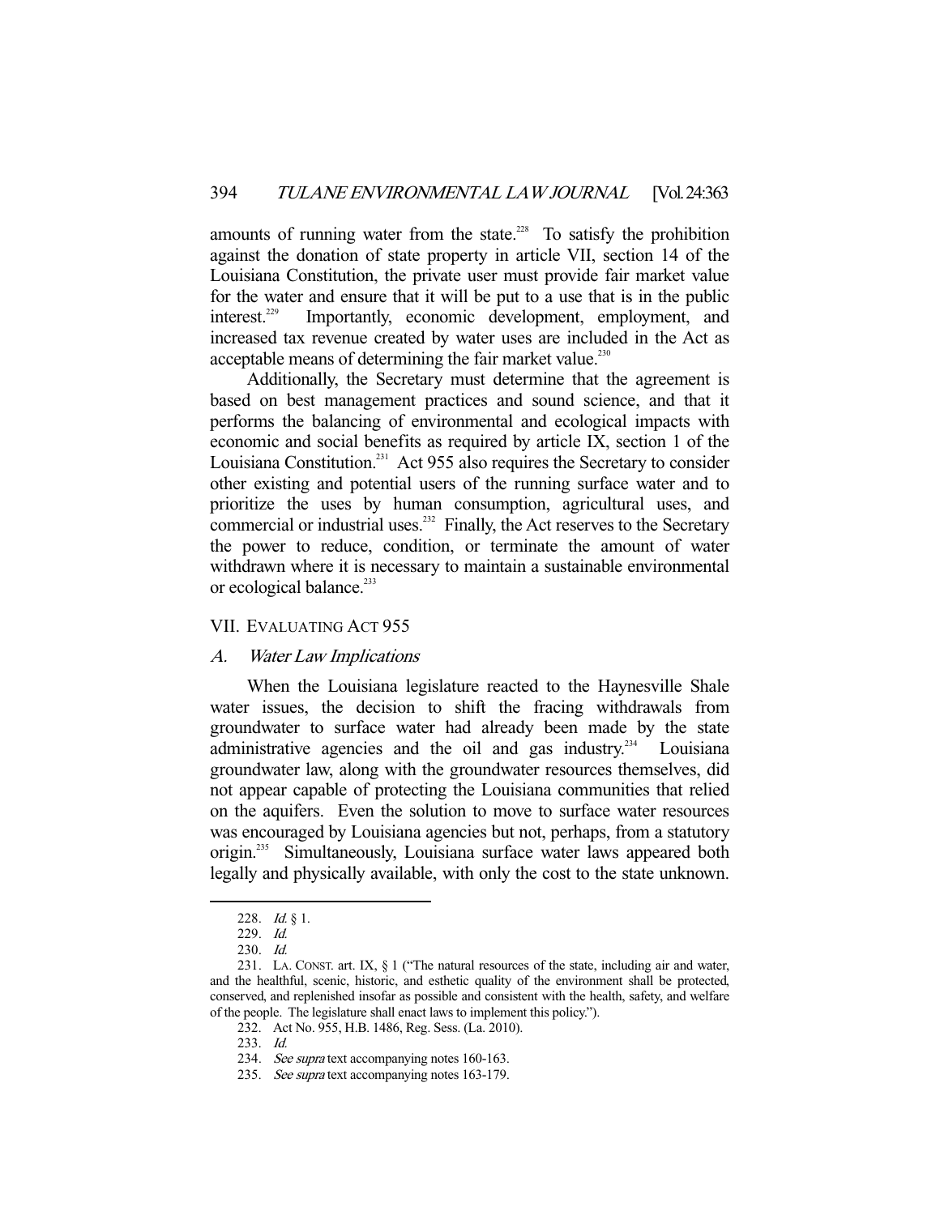amounts of running water from the state.[228] To satisfy the prohibition against the donation of state property in article VII, section 14 of the Louisiana Constitution, the private user must provide fair market value for the water and ensure that it will be put to a use that is in the public interest.[229] Importantly, economic development, employment, and increased tax revenue created by water uses are included in the Act as acceptable means of determining the fair market value.[230]

Additionally, the Secretary must determine that the agreement is based on best management practices and sound science, and that it performs the balancing of environmental and ecological impacts with economic and social benefits as required by article IX, section 1 of the Louisiana Constitution.[231] Act 955 also requires the Secretary to consider other existing and potential users of the running surface water and to prioritize the uses by human consumption, agricultural uses, and commercial or industrial uses.[232] Finally, the Act reserves to the Secretary the power to reduce, condition, or terminate the amount of water withdrawn where it is necessary to maintain a sustainable environmental or ecological balance.[233]

## VII. EVALUATING ACT 955

### A. *Water Law Implications*

When the Louisiana legislature reacted to the Haynesville Shale water issues, the decision to shift the fracing withdrawals from groundwater to surface water had already been made by the state administrative agencies and the oil and gas industry.[234] Louisiana groundwater law, along with the groundwater resources themselves, did not appear capable of protecting the Louisiana communities that relied on the aquifers. Even the solution to move to surface water resources was encouraged by Louisiana agencies but not, perhaps, from a statutory origin.[235] Simultaneously, Louisiana surface water laws appeared both legally and physically available, with only the cost to the state unknown.

---

228. *Id.* § 1.

229. *Id.*

230. *Id.*

231. LA. CONST. art. IX, § 1 ("The natural resources of the state, including air and water, and the healthful, scenic, historic, and esthetic quality of the environment shall be protected, conserved, and replenished insofar as possible and consistent with the health, safety, and welfare of the people. The legislature shall enact laws to implement this policy.").

232. Act No. 955, H.B. 1486, Reg. Sess. (La. 2010).

233. *Id.*

234. *See supra* text accompanying notes 160-163.

235. *See supra* text accompanying notes 163-179.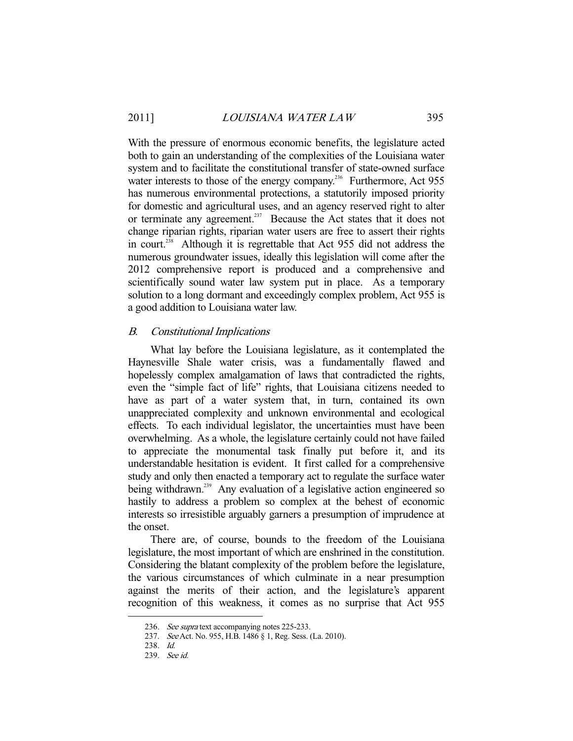With the pressure of enormous economic benefits, the legislature acted both to gain an understanding of the complexities of the Louisiana water system and to facilitate the constitutional transfer of state-owned surface water interests to those of the energy company.[236] Furthermore, Act 955 has numerous environmental protections, a statutorily imposed priority for domestic and agricultural uses, and an agency reserved right to alter or terminate any agreement.[237] Because the Act states that it does not change riparian rights, riparian water users are free to assert their rights in court.[238] Although it is regrettable that Act 955 did not address the numerous groundwater issues, ideally this legislation will come after the 2012 comprehensive report is produced and a comprehensive and scientifically sound water law system put in place. As a temporary solution to a long dormant and exceedingly complex problem, Act 955 is a good addition to Louisiana water law.

### *B. Constitutional Implications*

What lay before the Louisiana legislature, as it contemplated the Haynesville Shale water crisis, was a fundamentally flawed and hopelessly complex amalgamation of laws that contradicted the rights, even the "simple fact of life" rights, that Louisiana citizens needed to have as part of a water system that, in turn, contained its own unappreciated complexity and unknown environmental and ecological effects. To each individual legislator, the uncertainties must have been overwhelming. As a whole, the legislature certainly could not have failed to appreciate the monumental task finally put before it, and its understandable hesitation is evident. It first called for a comprehensive study and only then enacted a temporary act to regulate the surface water being withdrawn.[239] Any evaluation of a legislative action engineered so hastily to address a problem so complex at the behest of economic interests so irresistible arguably garners a presumption of imprudence at the onset.

There are, of course, bounds to the freedom of the Louisiana legislature, the most important of which are enshrined in the constitution. Considering the blatant complexity of the problem before the legislature, the various circumstances of which culminate in a near presumption against the merits of their action, and the legislature's apparent recognition of this weakness, it comes as no surprise that Act 955

---

236. *See supra* text accompanying notes 225-233.

237. *See* Act. No. 955, H.B. 1486 § 1, Reg. Sess. (La. 2010).

238. *Id.*

239. *See id.*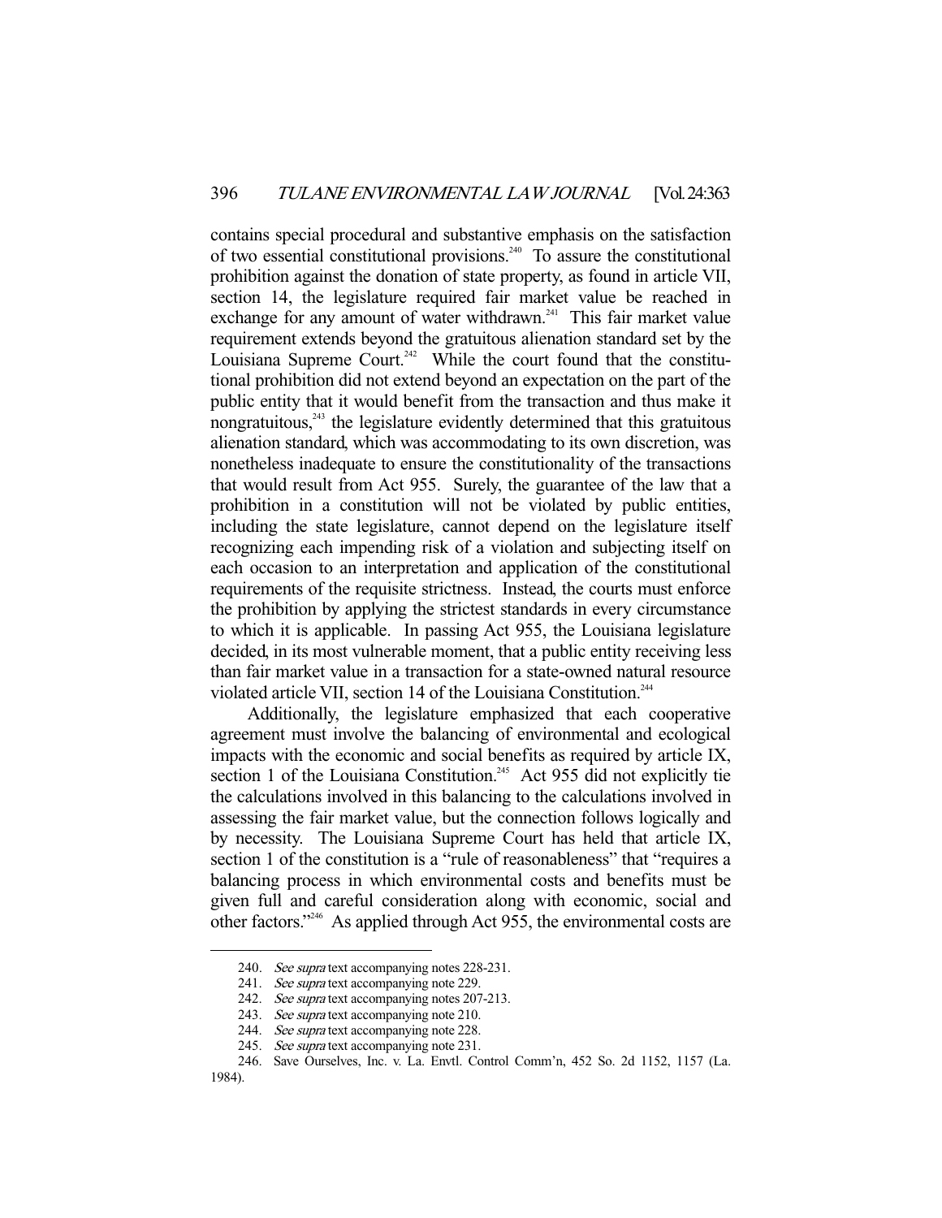contains special procedural and substantive emphasis on the satisfaction of two essential constitutional provisions.[240] To assure the constitutional prohibition against the donation of state property, as found in article VII, section 14, the legislature required fair market value be reached in exchange for any amount of water withdrawn.[241] This fair market value requirement extends beyond the gratuitous alienation standard set by the Louisiana Supreme Court.[242] While the court found that the constitutional prohibition did not extend beyond an expectation on the part of the public entity that it would benefit from the transaction and thus make it nongratuitous,[243] the legislature evidently determined that this gratuitous alienation standard, which was accommodating to its own discretion, was nonetheless inadequate to ensure the constitutionality of the transactions that would result from Act 955. Surely, the guarantee of the law that a prohibition in a constitution will not be violated by public entities, including the state legislature, cannot depend on the legislature itself recognizing each impending risk of a violation and subjecting itself on each occasion to an interpretation and application of the constitutional requirements of the requisite strictness. Instead, the courts must enforce the prohibition by applying the strictest standards in every circumstance to which it is applicable. In passing Act 955, the Louisiana legislature decided, in its most vulnerable moment, that a public entity receiving less than fair market value in a transaction for a state-owned natural resource violated article VII, section 14 of the Louisiana Constitution.[244]

Additionally, the legislature emphasized that each cooperative agreement must involve the balancing of environmental and ecological impacts with the economic and social benefits as required by article IX, section 1 of the Louisiana Constitution.[245] Act 955 did not explicitly tie the calculations involved in this balancing to the calculations involved in assessing the fair market value, but the connection follows logically and by necessity. The Louisiana Supreme Court has held that article IX, section 1 of the constitution is a "rule of reasonableness" that "requires a balancing process in which environmental costs and benefits must be given full and careful consideration along with economic, social and other factors."[246] As applied through Act 955, the environmental costs are

---

240. *See supra* text accompanying notes 228-231.

241. *See supra* text accompanying note 229.

242. *See supra* text accompanying notes 207-213.

243. *See supra* text accompanying note 210.

244. *See supra* text accompanying note 228.

245. *See supra* text accompanying note 231.

246. Save Ourselves, Inc. v. La. Envtl. Control Comm'n, 452 So. 2d 1152, 1157 (La. 1984).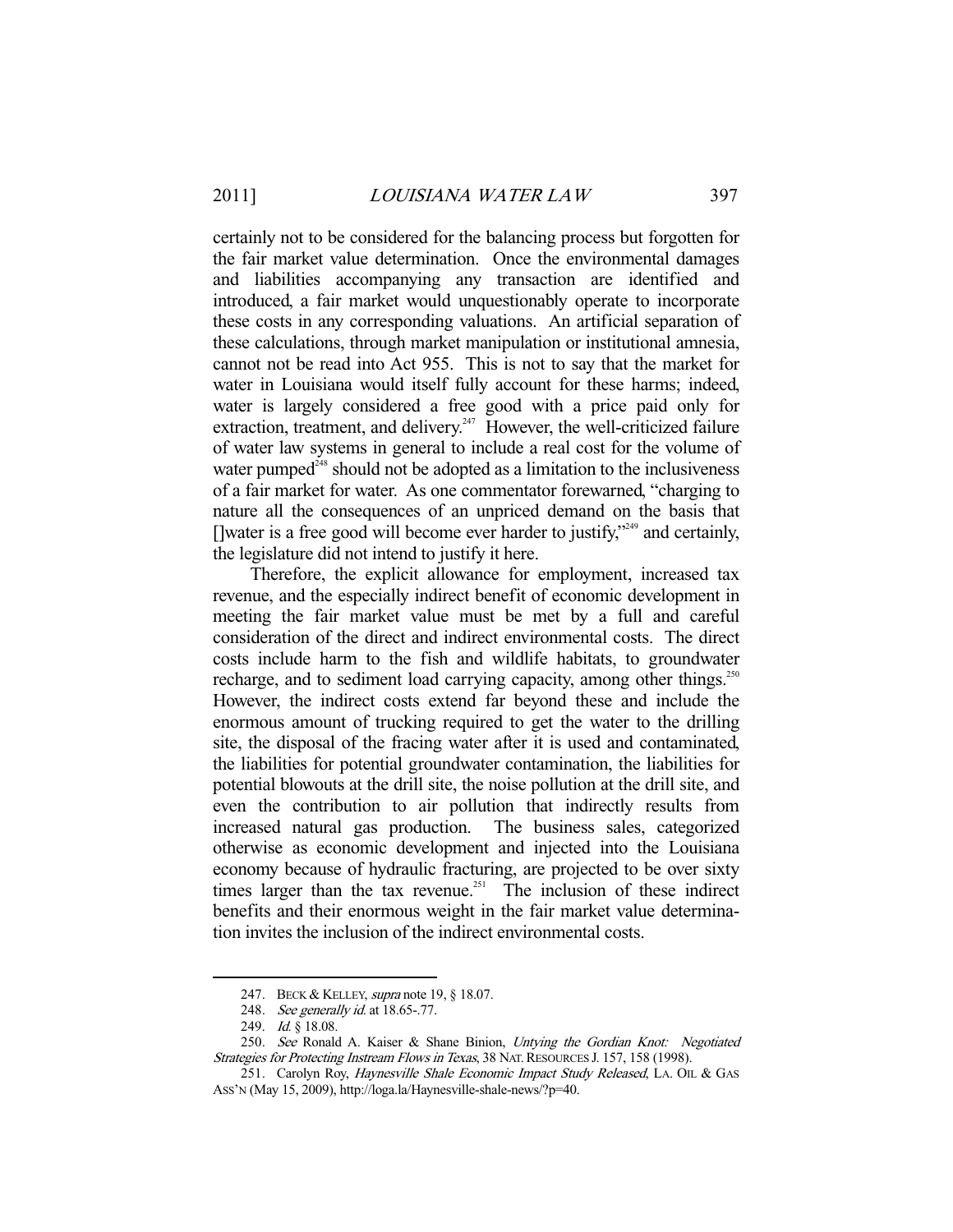certainly not to be considered for the balancing process but forgotten for the fair market value determination. Once the environmental damages and liabilities accompanying any transaction are identified and introduced, a fair market would unquestionably operate to incorporate these costs in any corresponding valuations. An artificial separation of these calculations, through market manipulation or institutional amnesia, cannot not be read into Act 955. This is not to say that the market for water in Louisiana would itself fully account for these harms; indeed, water is largely considered a free good with a price paid only for extraction, treatment, and delivery.[247] However, the well-criticized failure of water law systems in general to include a real cost for the volume of water pumped[248] should not be adopted as a limitation to the inclusiveness of a fair market for water. As one commentator forewarned, "charging to nature all the consequences of an unpriced demand on the basis that []water is a free good will become ever harder to justify,"[249] and certainly, the legislature did not intend to justify it here.

Therefore, the explicit allowance for employment, increased tax revenue, and the especially indirect benefit of economic development in meeting the fair market value must be met by a full and careful consideration of the direct and indirect environmental costs. The direct costs include harm to the fish and wildlife habitats, to groundwater recharge, and to sediment load carrying capacity, among other things.[250] However, the indirect costs extend far beyond these and include the enormous amount of trucking required to get the water to the drilling site, the disposal of the fracing water after it is used and contaminated, the liabilities for potential groundwater contamination, the liabilities for potential blowouts at the drill site, the noise pollution at the drill site, and even the contribution to air pollution that indirectly results from increased natural gas production. The business sales, categorized otherwise as economic development and injected into the Louisiana economy because of hydraulic fracturing, are projected to be over sixty times larger than the tax revenue.[251] The inclusion of these indirect benefits and their enormous weight in the fair market value determination invites the inclusion of the indirect environmental costs.

---

247. BECK & KELLEY, *supra* note 19, § 18.07.

248. *See generally id.* at 18.65-.77.

249. *Id.* § 18.08.

250. *See* Ronald A. Kaiser & Shane Binion, *Untying the Gordian Knot: Negotiated Strategies for Protecting Instream Flows in Texas*, 38 NAT. RESOURCES J. 157, 158 (1998).

251. Carolyn Roy, *Haynesville Shale Economic Impact Study Released*, LA. OIL & GAS ASS'N (May 15, 2009), http://loga.la/Haynesville-shale-news/?p=40.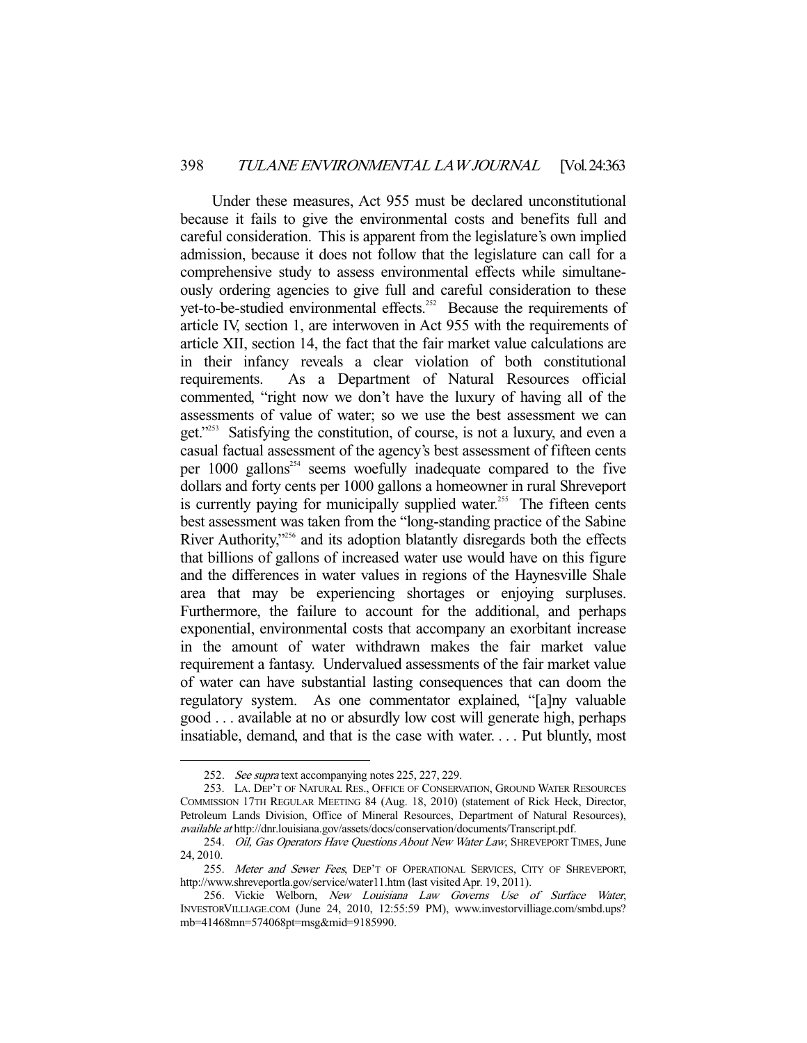Under these measures, Act 955 must be declared unconstitutional because it fails to give the environmental costs and benefits full and careful consideration. This is apparent from the legislature's own implied admission, because it does not follow that the legislature can call for a comprehensive study to assess environmental effects while simultaneously ordering agencies to give full and careful consideration to these yet-to-be-studied environmental effects.[252] Because the requirements of article IV, section 1, are interwoven in Act 955 with the requirements of article XII, section 14, the fact that the fair market value calculations are in their infancy reveals a clear violation of both constitutional requirements. As a Department of Natural Resources official commented, "right now we don't have the luxury of having all of the assessments of value of water; so we use the best assessment we can get."[253] Satisfying the constitution, of course, is not a luxury, and even a casual factual assessment of the agency's best assessment of fifteen cents per 1000 gallons[254] seems woefully inadequate compared to the five dollars and forty cents per 1000 gallons a homeowner in rural Shreveport is currently paying for municipally supplied water.[255] The fifteen cents best assessment was taken from the "long-standing practice of the Sabine River Authority,"[256] and its adoption blatantly disregards both the effects that billions of gallons of increased water use would have on this figure and the differences in water values in regions of the Haynesville Shale area that may be experiencing shortages or enjoying surpluses. Furthermore, the failure to account for the additional, and perhaps exponential, environmental costs that accompany an exorbitant increase in the amount of water withdrawn makes the fair market value requirement a fantasy. Undervalued assessments of the fair market value of water can have substantial lasting consequences that can doom the regulatory system. As one commentator explained, "[a]ny valuable good . . . available at no or absurdly low cost will generate high, perhaps insatiable, demand, and that is the case with water. . . . Put bluntly, most

---

252. *See supra* text accompanying notes 225, 227, 229.

253. LA. DEP'T OF NATURAL RES., OFFICE OF CONSERVATION, GROUND WATER RESOURCES COMMISSION 17TH REGULAR MEETING 84 (Aug. 18, 2010) (statement of Rick Heck, Director, Petroleum Lands Division, Office of Mineral Resources, Department of Natural Resources), *available at* http://dnr.louisiana.gov/assets/docs/conservation/documents/Transcript.pdf.

254. *Oil, Gas Operators Have Questions About New Water Law*, SHREVEPORT TIMES, June 24, 2010.

255. *Meter and Sewer Fees*, DEP'T OF OPERATIONAL SERVICES, CITY OF SHREVEPORT, http://www.shreveportla.gov/service/water11.htm (last visited Apr. 19, 2011).

256. Vickie Welborn, *New Louisiana Law Governs Use of Surface Water*, INVESTORVILLIAGE.COM (June 24, 2010, 12:55:59 PM), www.investorvilliage.com/smbd.ups?mb=41468mn=574068pt=msg&mid=9185990.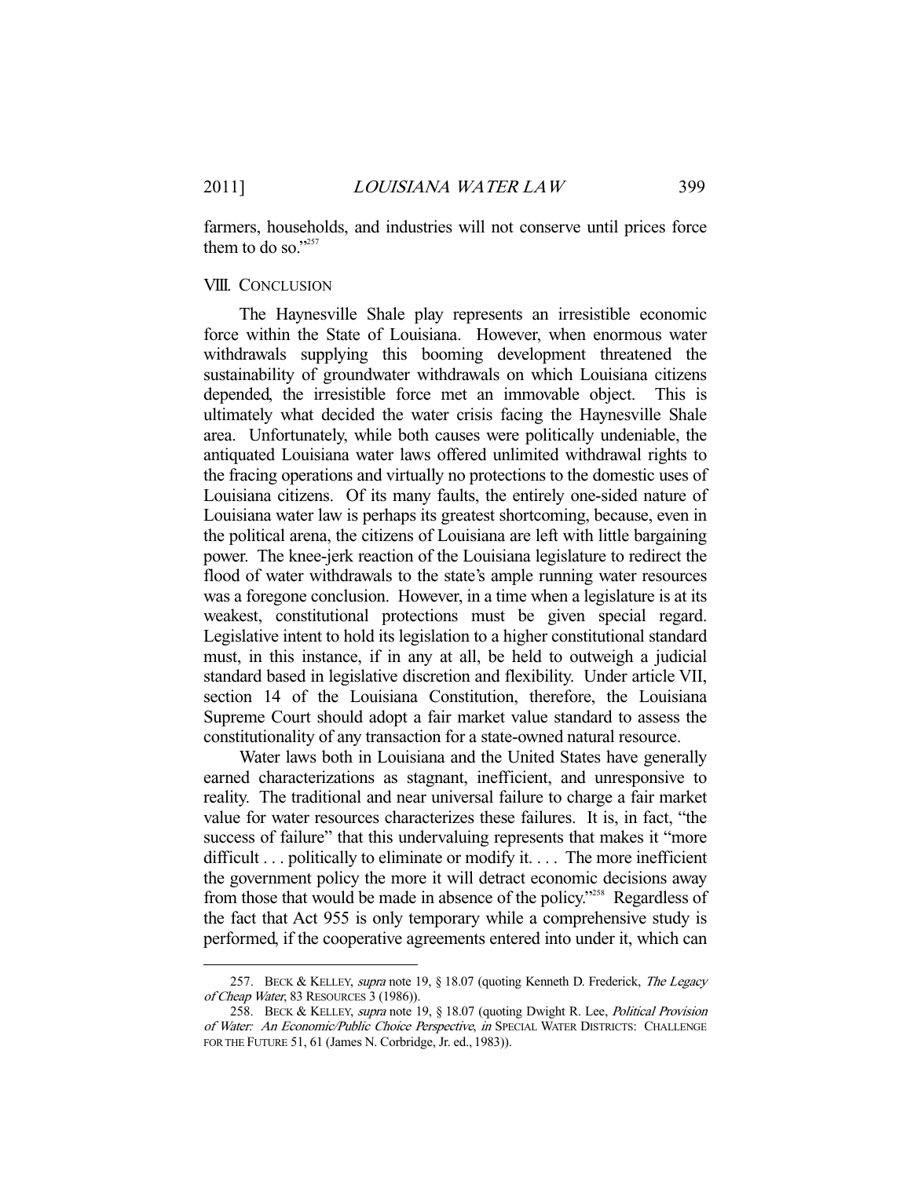farmers, households, and industries will not conserve until prices force them to do so."[257]

## VIII. CONCLUSION

The Haynesville Shale play represents an irresistible economic force within the State of Louisiana. However, when enormous water withdrawals supplying this booming development threatened the sustainability of groundwater withdrawals on which Louisiana citizens depended, the irresistible force met an immovable object. This is ultimately what decided the water crisis facing the Haynesville Shale area. Unfortunately, while both causes were politically undeniable, the antiquated Louisiana water laws offered unlimited withdrawal rights to the fracing operations and virtually no protections to the domestic uses of Louisiana citizens. Of its many faults, the entirely one-sided nature of Louisiana water law is perhaps its greatest shortcoming, because, even in the political arena, the citizens of Louisiana are left with little bargaining power. The knee-jerk reaction of the Louisiana legislature to redirect the flood of water withdrawals to the state's ample running water resources was a foregone conclusion. However, in a time when a legislature is at its weakest, constitutional protections must be given special regard. Legislative intent to hold its legislation to a higher constitutional standard must, in this instance, if in any at all, be held to outweigh a judicial standard based in legislative discretion and flexibility. Under article VII, section 14 of the Louisiana Constitution, therefore, the Louisiana Supreme Court should adopt a fair market value standard to assess the constitutionality of any transaction for a state-owned natural resource.

Water laws both in Louisiana and the United States have generally earned characterizations as stagnant, inefficient, and unresponsive to reality. The traditional and near universal failure to charge a fair market value for water resources characterizes these failures. It is, in fact, "the success of failure" that this undervaluing represents that makes it "more difficult . . . politically to eliminate or modify it. . . . The more inefficient the government policy the more it will detract economic decisions away from those that would be made in absence of the policy."[258] Regardless of the fact that Act 955 is only temporary while a comprehensive study is performed, if the cooperative agreements entered into under it, which can

---

257. BECK & KELLEY, *supra* note 19, § 18.07 (quoting Kenneth D. Frederick, *The Legacy of Cheap Water*, 83 RESOURCES 3 (1986)).

258. BECK & KELLEY, *supra* note 19, § 18.07 (quoting Dwight R. Lee, *Political Provision of Water: An Economic/Public Choice Perspective*, *in* SPECIAL WATER DISTRICTS: CHALLENGE FOR THE FUTURE 51, 61 (James N. Corbridge, Jr. ed., 1983)).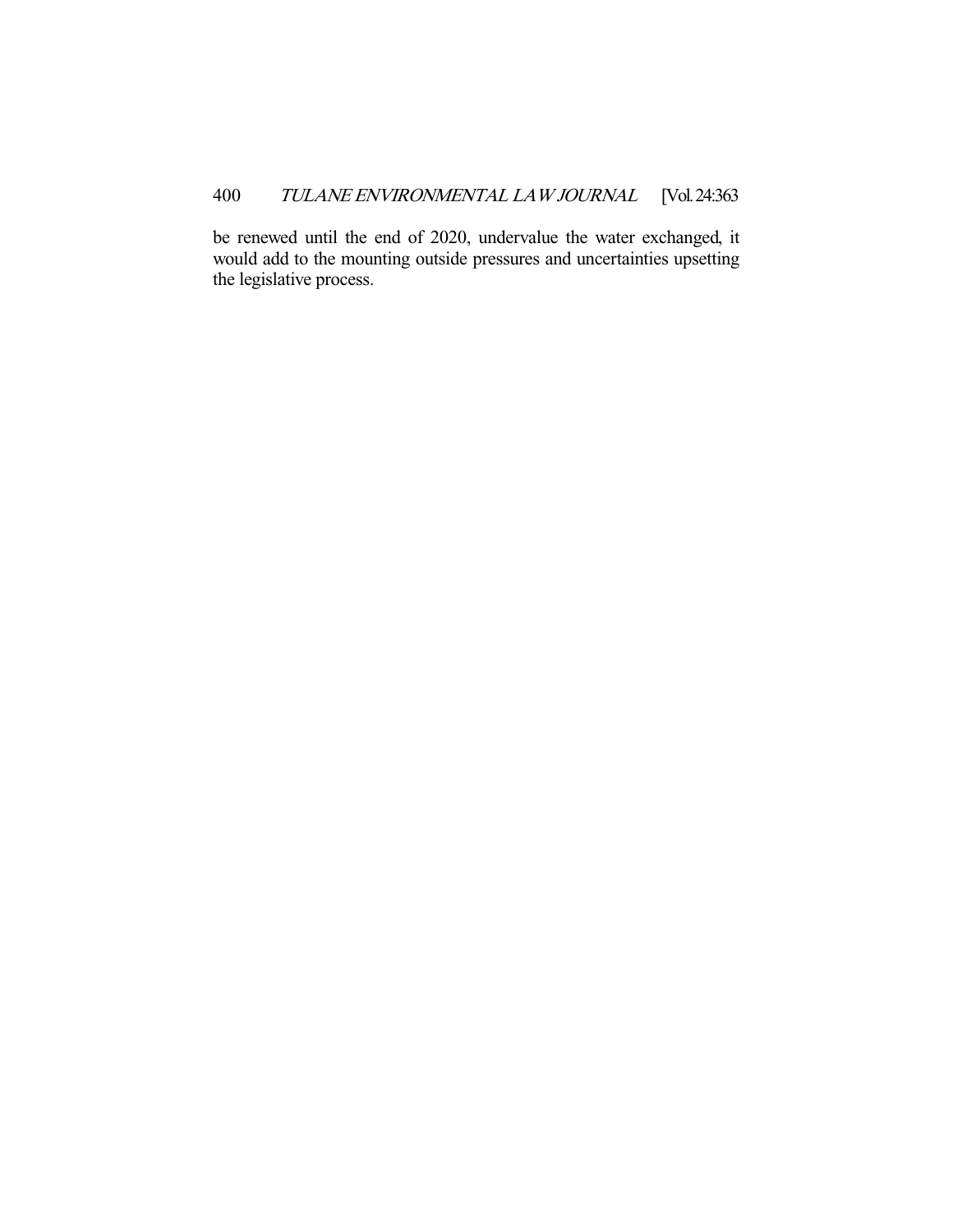be renewed until the end of 2020, undervalue the water exchanged, it would add to the mounting outside pressures and uncertainties upsetting the legislative process.